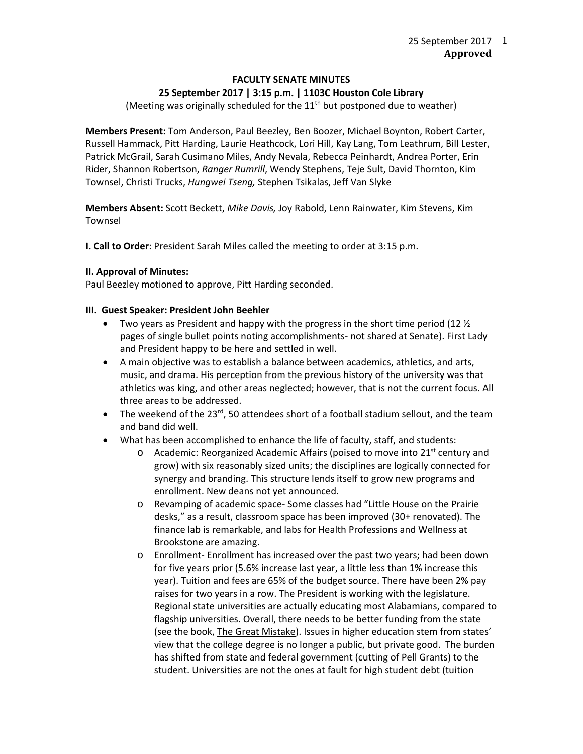25 September 2017
**Approved**

**FACULTY SENATE MINUTES**

**25 September 2017 | 3:15 p.m. | 1103C Houston Cole Library**

(Meeting was originally scheduled for the 11th but postponed due to weather)

**Members Present:** Tom Anderson, Paul Beezley, Ben Boozer, Michael Boynton, Robert Carter, Russell Hammack, Pitt Harding, Laurie Heathcock, Lori Hill, Kay Lang, Tom Leathrum, Bill Lester, Patrick McGrail, Sarah Cusimano Miles, Andy Nevala, Rebecca Peinhardt, Andrea Porter, Erin Rider, Shannon Robertson, *Ranger Rumrill*, Wendy Stephens, Teje Sult, David Thornton, Kim Townsel, Christi Trucks, *Hungwei Tseng,* Stephen Tsikalas, Jeff Van Slyke

**Members Absent:** Scott Beckett, *Mike Davis,* Joy Rabold, Lenn Rainwater, Kim Stevens, Kim Townsel

**I. Call to Order**: President Sarah Miles called the meeting to order at 3:15 p.m.

**II. Approval of Minutes:**
Paul Beezley motioned to approve, Pitt Harding seconded.

**III. Guest Speaker: President John Beehler**

- Two years as President and happy with the progress in the short time period (12 ½ pages of single bullet points noting accomplishments- not shared at Senate). First Lady and President happy to be here and settled in well.
- A main objective was to establish a balance between academics, athletics, and arts, music, and drama. His perception from the previous history of the university was that athletics was king, and other areas neglected; however, that is not the current focus. All three areas to be addressed.
- The weekend of the 23rd, 50 attendees short of a football stadium sellout, and the team and band did well.
- What has been accomplished to enhance the life of faculty, staff, and students:
  - Academic: Reorganized Academic Affairs (poised to move into 21st century and grow) with six reasonably sized units; the disciplines are logically connected for synergy and branding. This structure lends itself to grow new programs and enrollment. New deans not yet announced.
  - Revamping of academic space- Some classes had "Little House on the Prairie desks," as a result, classroom space has been improved (30+ renovated). The finance lab is remarkable, and labs for Health Professions and Wellness at Brookstone are amazing.
  - Enrollment- Enrollment has increased over the past two years; had been down for five years prior (5.6% increase last year, a little less than 1% increase this year). Tuition and fees are 65% of the budget source. There have been 2% pay raises for two years in a row. The President is working with the legislature. Regional state universities are actually educating most Alabamians, compared to flagship universities. Overall, there needs to be better funding from the state (see the book, The Great Mistake). Issues in higher education stem from states' view that the college degree is no longer a public, but private good. The burden has shifted from state and federal government (cutting of Pell Grants) to the student. Universities are not the ones at fault for high student debt (tuition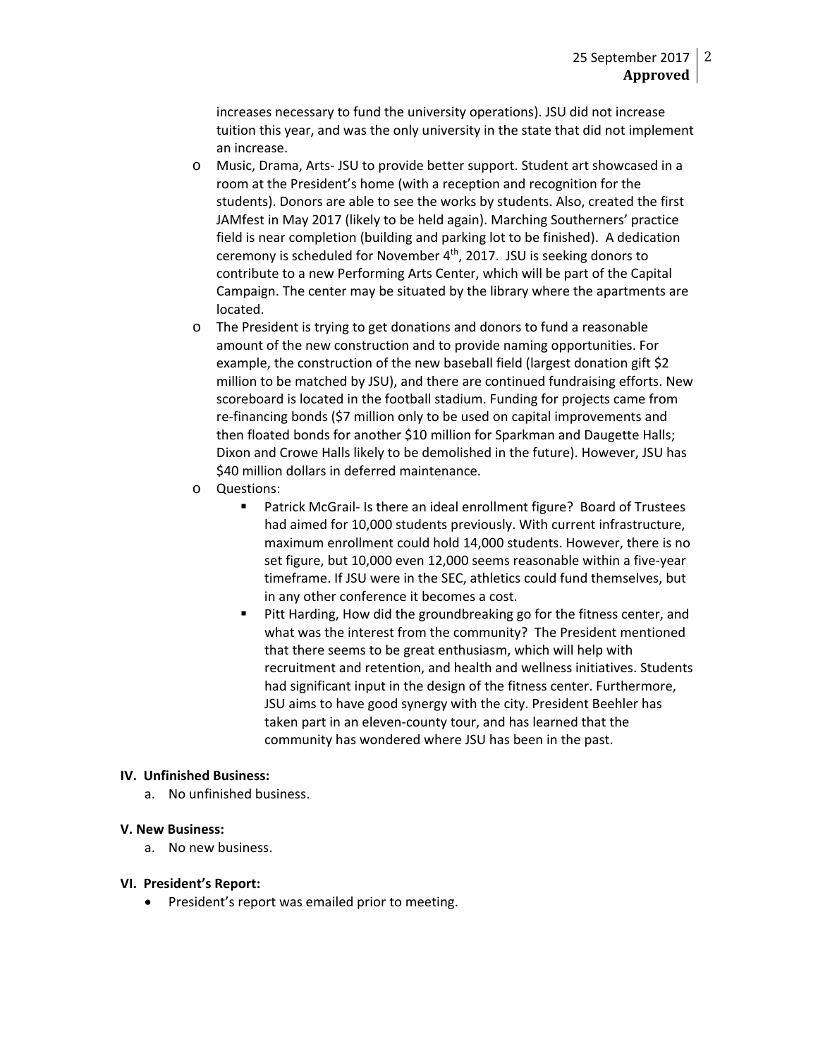increases necessary to fund the university operations). JSU did not increase tuition this year, and was the only university in the state that did not implement an increase.

- Music, Drama, Arts- JSU to provide better support. Student art showcased in a room at the President's home (with a reception and recognition for the students). Donors are able to see the works by students. Also, created the first JAMfest in May 2017 (likely to be held again). Marching Southerners' practice field is near completion (building and parking lot to be finished). A dedication ceremony is scheduled for November 4th, 2017. JSU is seeking donors to contribute to a new Performing Arts Center, which will be part of the Capital Campaign. The center may be situated by the library where the apartments are located.
- The President is trying to get donations and donors to fund a reasonable amount of the new construction and to provide naming opportunities. For example, the construction of the new baseball field (largest donation gift $2 million to be matched by JSU), and there are continued fundraising efforts. New scoreboard is located in the football stadium. Funding for projects came from re-financing bonds ($7 million only to be used on capital improvements and then floated bonds for another $10 million for Sparkman and Daugette Halls; Dixon and Crowe Halls likely to be demolished in the future). However, JSU has $40 million dollars in deferred maintenance.
- Questions:
  - Patrick McGrail- Is there an ideal enrollment figure? Board of Trustees had aimed for 10,000 students previously. With current infrastructure, maximum enrollment could hold 14,000 students. However, there is no set figure, but 10,000 even 12,000 seems reasonable within a five-year timeframe. If JSU were in the SEC, athletics could fund themselves, but in any other conference it becomes a cost.
  - Pitt Harding, How did the groundbreaking go for the fitness center, and what was the interest from the community? The President mentioned that there seems to be great enthusiasm, which will help with recruitment and retention, and health and wellness initiatives. Students had significant input in the design of the fitness center. Furthermore, JSU aims to have good synergy with the city. President Beehler has taken part in an eleven-county tour, and has learned that the community has wondered where JSU has been in the past.

**IV. Unfinished Business:**

a. No unfinished business.

**V. New Business:**

a. No new business.

**VI. President's Report:**

- President's report was emailed prior to meeting.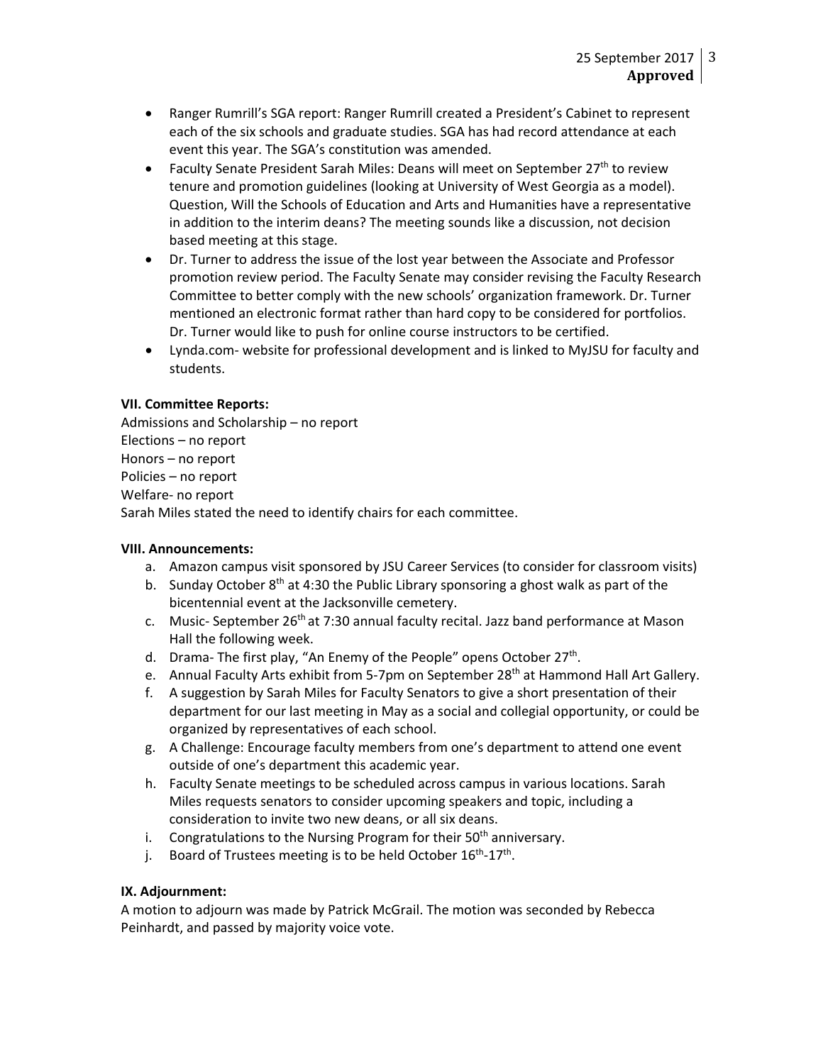- Ranger Rumrill's SGA report: Ranger Rumrill created a President's Cabinet to represent each of the six schools and graduate studies. SGA has had record attendance at each event this year. The SGA's constitution was amended.
- Faculty Senate President Sarah Miles: Deans will meet on September 27th to review tenure and promotion guidelines (looking at University of West Georgia as a model). Question, Will the Schools of Education and Arts and Humanities have a representative in addition to the interim deans? The meeting sounds like a discussion, not decision based meeting at this stage.
- Dr. Turner to address the issue of the lost year between the Associate and Professor promotion review period. The Faculty Senate may consider revising the Faculty Research Committee to better comply with the new schools' organization framework. Dr. Turner mentioned an electronic format rather than hard copy to be considered for portfolios. Dr. Turner would like to push for online course instructors to be certified.
- Lynda.com- website for professional development and is linked to MyJSU for faculty and students.

**VII. Committee Reports:**

Admissions and Scholarship – no report
Elections – no report
Honors – no report
Policies – no report
Welfare- no report
Sarah Miles stated the need to identify chairs for each committee.

**VIII. Announcements:**

a. Amazon campus visit sponsored by JSU Career Services (to consider for classroom visits)
b. Sunday October 8th at 4:30 the Public Library sponsoring a ghost walk as part of the bicentennial event at the Jacksonville cemetery.
c. Music- September 26th at 7:30 annual faculty recital. Jazz band performance at Mason Hall the following week.
d. Drama- The first play, "An Enemy of the People" opens October 27th.
e. Annual Faculty Arts exhibit from 5-7pm on September 28th at Hammond Hall Art Gallery.
f. A suggestion by Sarah Miles for Faculty Senators to give a short presentation of their department for our last meeting in May as a social and collegial opportunity, or could be organized by representatives of each school.
g. A Challenge: Encourage faculty members from one's department to attend one event outside of one's department this academic year.
h. Faculty Senate meetings to be scheduled across campus in various locations. Sarah Miles requests senators to consider upcoming speakers and topic, including a consideration to invite two new deans, or all six deans.
i. Congratulations to the Nursing Program for their 50th anniversary.
j. Board of Trustees meeting is to be held October 16th-17th.

**IX. Adjournment:**

A motion to adjourn was made by Patrick McGrail. The motion was seconded by Rebecca Peinhardt, and passed by majority voice vote.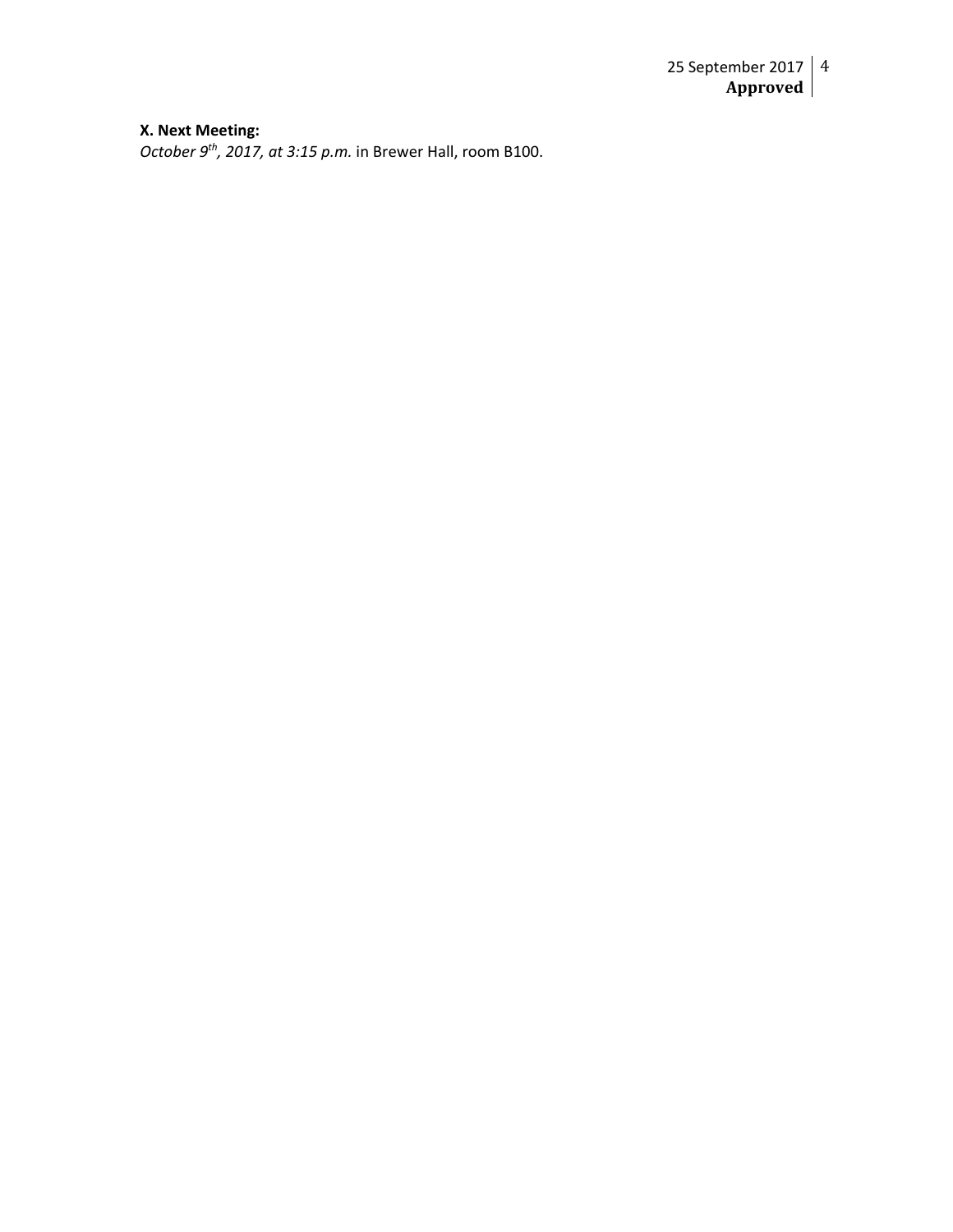**X. Next Meeting:**

*October 9th, 2017, at 3:15 p.m.* in Brewer Hall, room B100.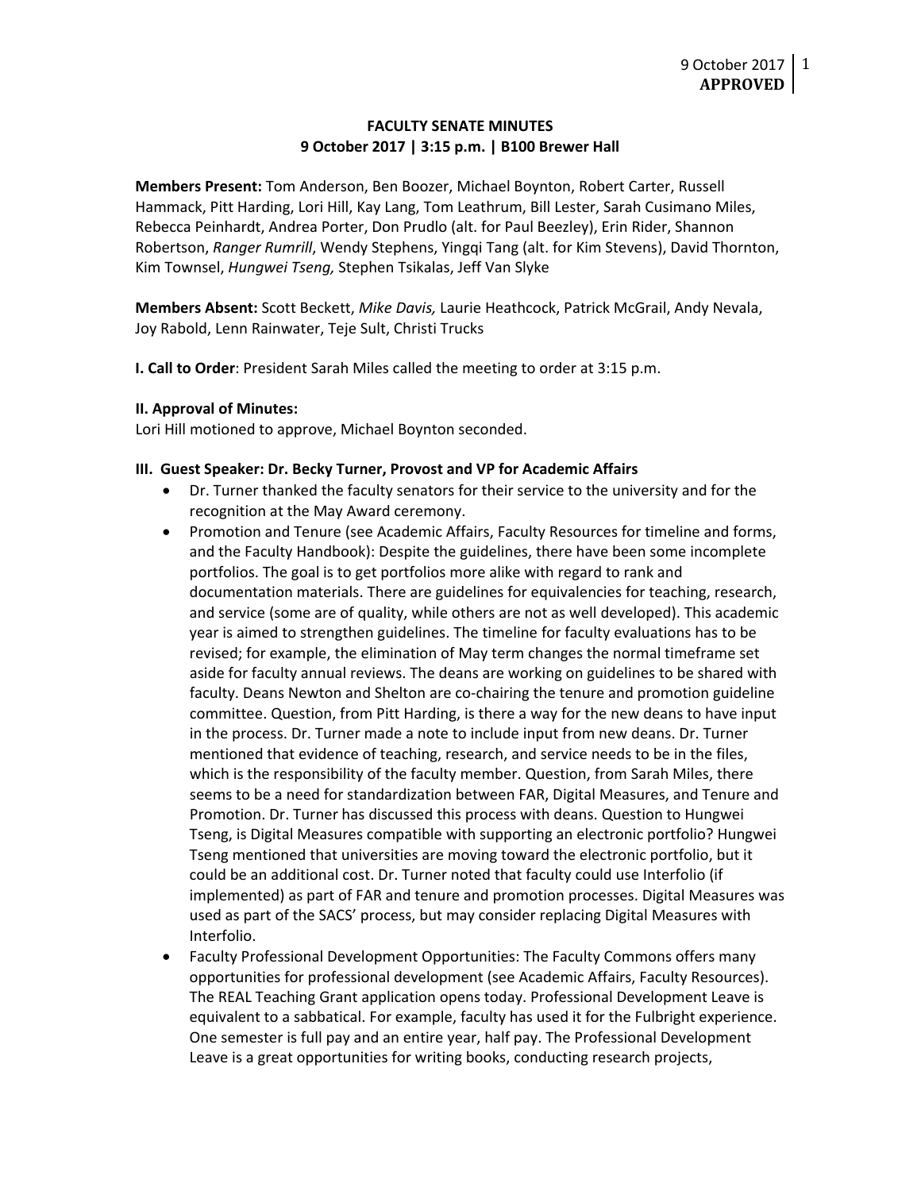9 October 2017
**APPROVED**

**FACULTY SENATE MINUTES**
**9 October 2017 | 3:15 p.m. | B100 Brewer Hall**

**Members Present:** Tom Anderson, Ben Boozer, Michael Boynton, Robert Carter, Russell Hammack, Pitt Harding, Lori Hill, Kay Lang, Tom Leathrum, Bill Lester, Sarah Cusimano Miles, Rebecca Peinhardt, Andrea Porter, Don Prudlo (alt. for Paul Beezley), Erin Rider, Shannon Robertson, *Ranger Rumrill*, Wendy Stephens, Yingqi Tang (alt. for Kim Stevens), David Thornton, Kim Townsel, *Hungwei Tseng,* Stephen Tsikalas, Jeff Van Slyke

**Members Absent:** Scott Beckett, *Mike Davis,* Laurie Heathcock, Patrick McGrail, Andy Nevala, Joy Rabold, Lenn Rainwater, Teje Sult, Christi Trucks

**I. Call to Order**: President Sarah Miles called the meeting to order at 3:15 p.m.

**II. Approval of Minutes:**
Lori Hill motioned to approve, Michael Boynton seconded.

**III. Guest Speaker: Dr. Becky Turner, Provost and VP for Academic Affairs**

- Dr. Turner thanked the faculty senators for their service to the university and for the recognition at the May Award ceremony.
- Promotion and Tenure (see Academic Affairs, Faculty Resources for timeline and forms, and the Faculty Handbook): Despite the guidelines, there have been some incomplete portfolios. The goal is to get portfolios more alike with regard to rank and documentation materials. There are guidelines for equivalencies for teaching, research, and service (some are of quality, while others are not as well developed). This academic year is aimed to strengthen guidelines. The timeline for faculty evaluations has to be revised; for example, the elimination of May term changes the normal timeframe set aside for faculty annual reviews. The deans are working on guidelines to be shared with faculty. Deans Newton and Shelton are co-chairing the tenure and promotion guideline committee. Question, from Pitt Harding, is there a way for the new deans to have input in the process. Dr. Turner made a note to include input from new deans. Dr. Turner mentioned that evidence of teaching, research, and service needs to be in the files, which is the responsibility of the faculty member. Question, from Sarah Miles, there seems to be a need for standardization between FAR, Digital Measures, and Tenure and Promotion. Dr. Turner has discussed this process with deans. Question to Hungwei Tseng, is Digital Measures compatible with supporting an electronic portfolio? Hungwei Tseng mentioned that universities are moving toward the electronic portfolio, but it could be an additional cost. Dr. Turner noted that faculty could use Interfolio (if implemented) as part of FAR and tenure and promotion processes. Digital Measures was used as part of the SACS' process, but may consider replacing Digital Measures with Interfolio.
- Faculty Professional Development Opportunities: The Faculty Commons offers many opportunities for professional development (see Academic Affairs, Faculty Resources). The REAL Teaching Grant application opens today. Professional Development Leave is equivalent to a sabbatical. For example, faculty has used it for the Fulbright experience. One semester is full pay and an entire year, half pay. The Professional Development Leave is a great opportunities for writing books, conducting research projects,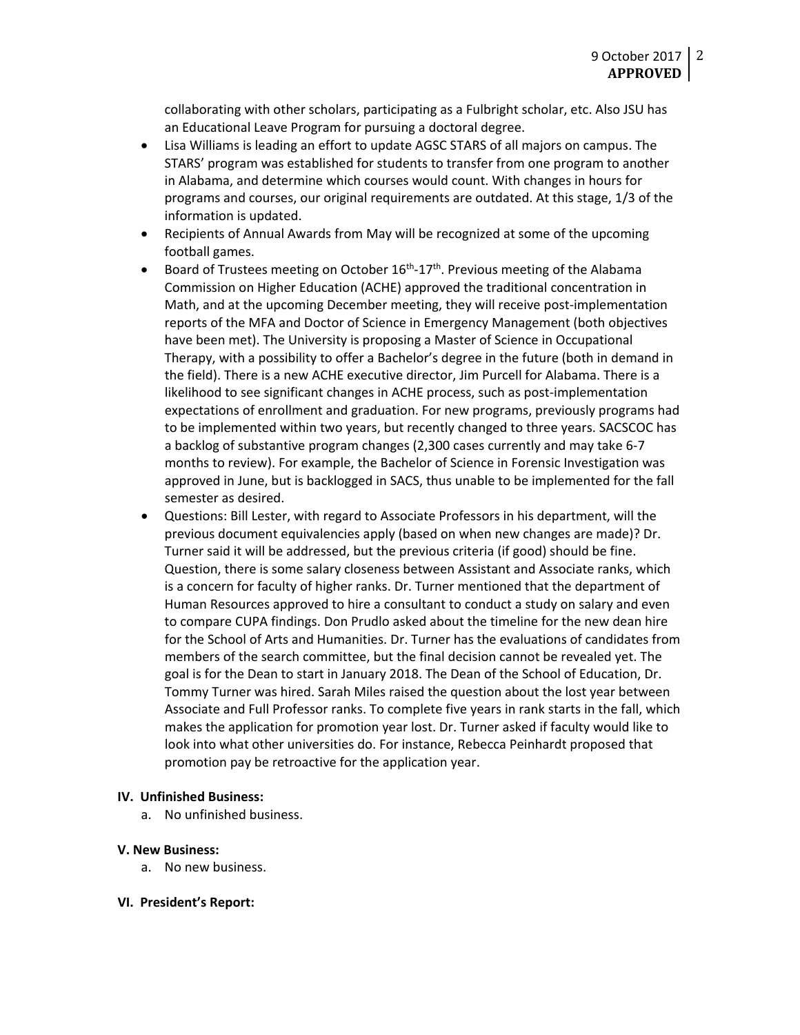collaborating with other scholars, participating as a Fulbright scholar, etc. Also JSU has an Educational Leave Program for pursuing a doctoral degree.

- Lisa Williams is leading an effort to update AGSC STARS of all majors on campus. The STARS' program was established for students to transfer from one program to another in Alabama, and determine which courses would count. With changes in hours for programs and courses, our original requirements are outdated. At this stage, 1/3 of the information is updated.
- Recipients of Annual Awards from May will be recognized at some of the upcoming football games.
- Board of Trustees meeting on October 16th-17th. Previous meeting of the Alabama Commission on Higher Education (ACHE) approved the traditional concentration in Math, and at the upcoming December meeting, they will receive post-implementation reports of the MFA and Doctor of Science in Emergency Management (both objectives have been met). The University is proposing a Master of Science in Occupational Therapy, with a possibility to offer a Bachelor's degree in the future (both in demand in the field). There is a new ACHE executive director, Jim Purcell for Alabama. There is a likelihood to see significant changes in ACHE process, such as post-implementation expectations of enrollment and graduation. For new programs, previously programs had to be implemented within two years, but recently changed to three years. SACSCOC has a backlog of substantive program changes (2,300 cases currently and may take 6-7 months to review). For example, the Bachelor of Science in Forensic Investigation was approved in June, but is backlogged in SACS, thus unable to be implemented for the fall semester as desired.
- Questions: Bill Lester, with regard to Associate Professors in his department, will the previous document equivalencies apply (based on when new changes are made)? Dr. Turner said it will be addressed, but the previous criteria (if good) should be fine. Question, there is some salary closeness between Assistant and Associate ranks, which is a concern for faculty of higher ranks. Dr. Turner mentioned that the department of Human Resources approved to hire a consultant to conduct a study on salary and even to compare CUPA findings. Don Prudlo asked about the timeline for the new dean hire for the School of Arts and Humanities. Dr. Turner has the evaluations of candidates from members of the search committee, but the final decision cannot be revealed yet. The goal is for the Dean to start in January 2018. The Dean of the School of Education, Dr. Tommy Turner was hired. Sarah Miles raised the question about the lost year between Associate and Full Professor ranks. To complete five years in rank starts in the fall, which makes the application for promotion year lost. Dr. Turner asked if faculty would like to look into what other universities do. For instance, Rebecca Peinhardt proposed that promotion pay be retroactive for the application year.

**IV. Unfinished Business:**

a. No unfinished business.

**V. New Business:**

a. No new business.

**VI. President's Report:**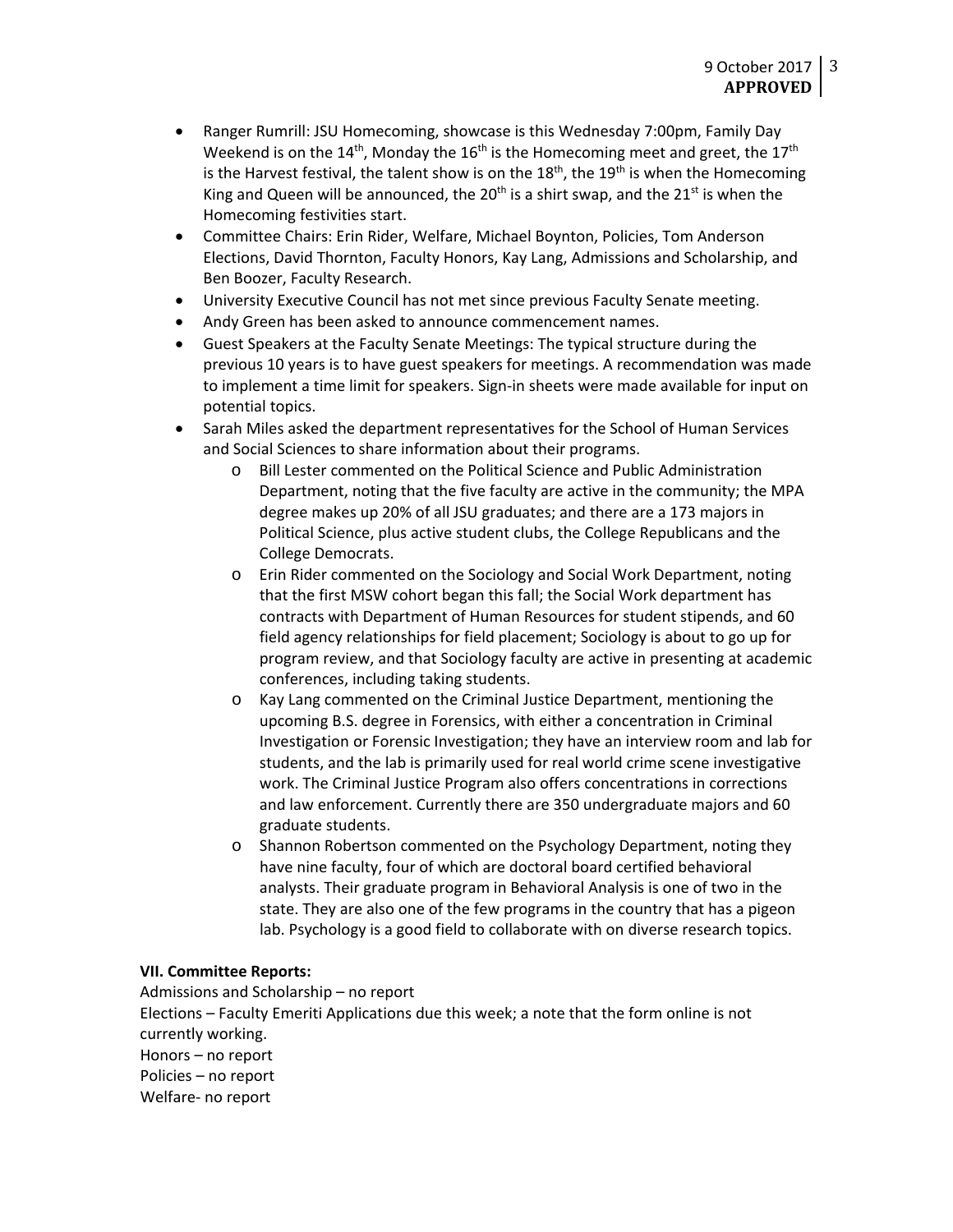- Ranger Rumrill: JSU Homecoming, showcase is this Wednesday 7:00pm, Family Day Weekend is on the 14th, Monday the 16th is the Homecoming meet and greet, the 17th is the Harvest festival, the talent show is on the 18th, the 19th is when the Homecoming King and Queen will be announced, the 20th is a shirt swap, and the 21st is when the Homecoming festivities start.
- Committee Chairs: Erin Rider, Welfare, Michael Boynton, Policies, Tom Anderson Elections, David Thornton, Faculty Honors, Kay Lang, Admissions and Scholarship, and Ben Boozer, Faculty Research.
- University Executive Council has not met since previous Faculty Senate meeting.
- Andy Green has been asked to announce commencement names.
- Guest Speakers at the Faculty Senate Meetings: The typical structure during the previous 10 years is to have guest speakers for meetings. A recommendation was made to implement a time limit for speakers. Sign-in sheets were made available for input on potential topics.
- Sarah Miles asked the department representatives for the School of Human Services and Social Sciences to share information about their programs.
    - Bill Lester commented on the Political Science and Public Administration Department, noting that the five faculty are active in the community; the MPA degree makes up 20% of all JSU graduates; and there are a 173 majors in Political Science, plus active student clubs, the College Republicans and the College Democrats.
    - Erin Rider commented on the Sociology and Social Work Department, noting that the first MSW cohort began this fall; the Social Work department has contracts with Department of Human Resources for student stipends, and 60 field agency relationships for field placement; Sociology is about to go up for program review, and that Sociology faculty are active in presenting at academic conferences, including taking students.
    - Kay Lang commented on the Criminal Justice Department, mentioning the upcoming B.S. degree in Forensics, with either a concentration in Criminal Investigation or Forensic Investigation; they have an interview room and lab for students, and the lab is primarily used for real world crime scene investigative work. The Criminal Justice Program also offers concentrations in corrections and law enforcement. Currently there are 350 undergraduate majors and 60 graduate students.
    - Shannon Robertson commented on the Psychology Department, noting they have nine faculty, four of which are doctoral board certified behavioral analysts. Their graduate program in Behavioral Analysis is one of two in the state. They are also one of the few programs in the country that has a pigeon lab. Psychology is a good field to collaborate with on diverse research topics.

**VII. Committee Reports:**

Admissions and Scholarship – no report

Elections – Faculty Emeriti Applications due this week; a note that the form online is not currently working.

Honors – no report

Policies – no report

Welfare- no report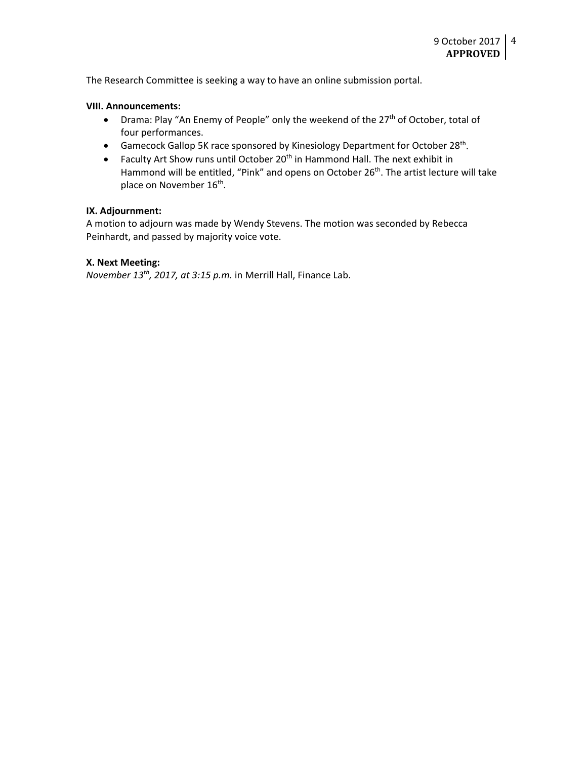The Research Committee is seeking a way to have an online submission portal.

**VIII. Announcements:**

- Drama: Play "An Enemy of People" only the weekend of the 27th of October, total of four performances.
- Gamecock Gallop 5K race sponsored by Kinesiology Department for October 28th.
- Faculty Art Show runs until October 20th in Hammond Hall. The next exhibit in Hammond will be entitled, "Pink" and opens on October 26th. The artist lecture will take place on November 16th.

**IX. Adjournment:**

A motion to adjourn was made by Wendy Stevens. The motion was seconded by Rebecca Peinhardt, and passed by majority voice vote.

**X. Next Meeting:**

*November 13th, 2017, at 3:15 p.m.* in Merrill Hall, Finance Lab.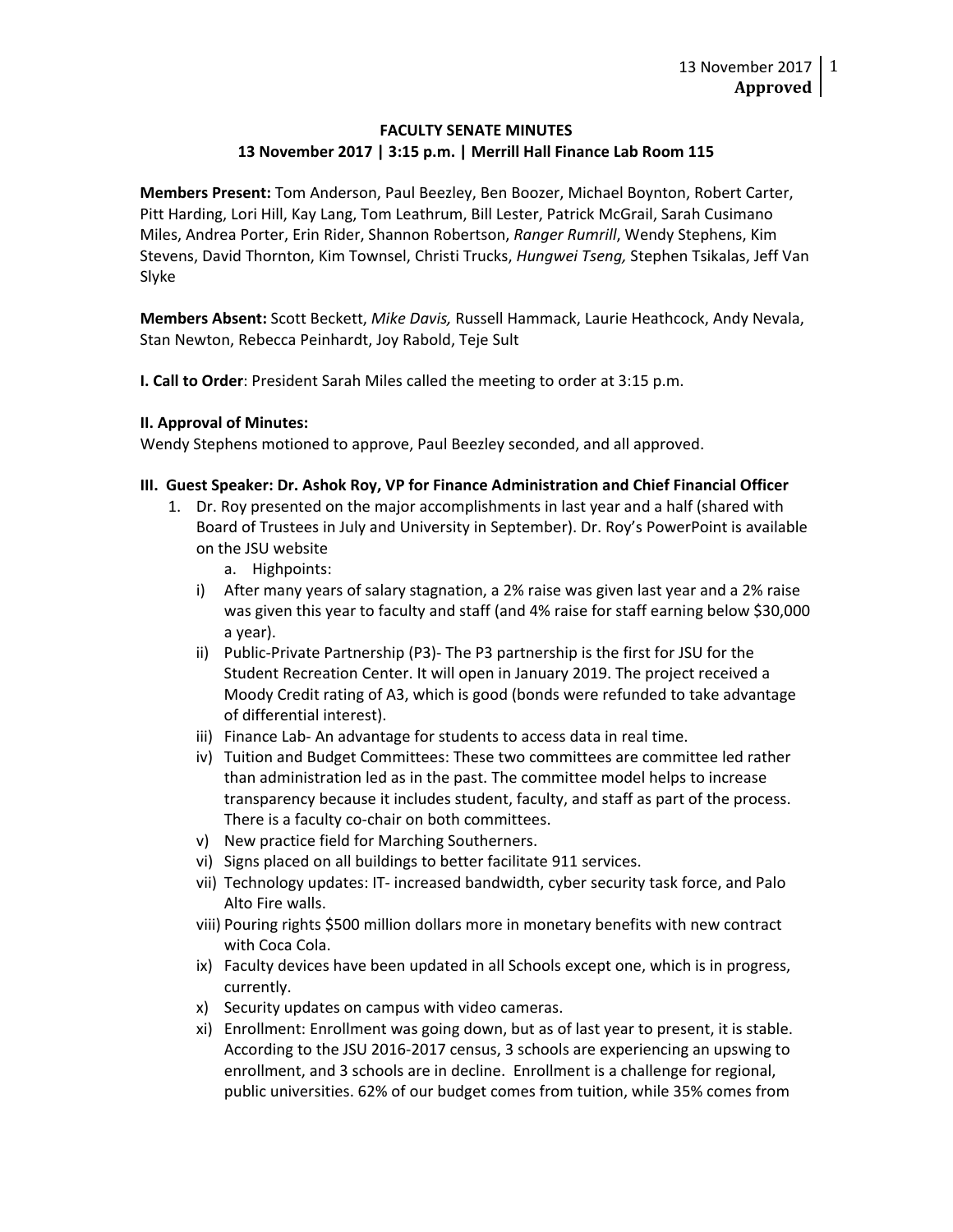13 November 2017
**Approved**

**FACULTY SENATE MINUTES**
**13 November 2017 | 3:15 p.m. | Merrill Hall Finance Lab Room 115**

**Members Present:** Tom Anderson, Paul Beezley, Ben Boozer, Michael Boynton, Robert Carter, Pitt Harding, Lori Hill, Kay Lang, Tom Leathrum, Bill Lester, Patrick McGrail, Sarah Cusimano Miles, Andrea Porter, Erin Rider, Shannon Robertson, *Ranger Rumrill*, Wendy Stephens, Kim Stevens, David Thornton, Kim Townsel, Christi Trucks, *Hungwei Tseng,* Stephen Tsikalas, Jeff Van Slyke

**Members Absent:** Scott Beckett, *Mike Davis,* Russell Hammack, Laurie Heathcock, Andy Nevala, Stan Newton, Rebecca Peinhardt, Joy Rabold, Teje Sult

**I. Call to Order**: President Sarah Miles called the meeting to order at 3:15 p.m.

**II. Approval of Minutes:**
Wendy Stephens motioned to approve, Paul Beezley seconded, and all approved.

**III. Guest Speaker: Dr. Ashok Roy, VP for Finance Administration and Chief Financial Officer**

1. Dr. Roy presented on the major accomplishments in last year and a half (shared with Board of Trustees in July and University in September). Dr. Roy's PowerPoint is available on the JSU website
   a. Highpoints:
   i) After many years of salary stagnation, a 2% raise was given last year and a 2% raise was given this year to faculty and staff (and 4% raise for staff earning below $30,000 a year).
   ii) Public-Private Partnership (P3)- The P3 partnership is the first for JSU for the Student Recreation Center. It will open in January 2019. The project received a Moody Credit rating of A3, which is good (bonds were refunded to take advantage of differential interest).
   iii) Finance Lab- An advantage for students to access data in real time.
   iv) Tuition and Budget Committees: These two committees are committee led rather than administration led as in the past. The committee model helps to increase transparency because it includes student, faculty, and staff as part of the process. There is a faculty co-chair on both committees.
   v) New practice field for Marching Southerners.
   vi) Signs placed on all buildings to better facilitate 911 services.
   vii) Technology updates: IT- increased bandwidth, cyber security task force, and Palo Alto Fire walls.
   viii) Pouring rights $500 million dollars more in monetary benefits with new contract with Coca Cola.
   ix) Faculty devices have been updated in all Schools except one, which is in progress, currently.
   x) Security updates on campus with video cameras.
   xi) Enrollment: Enrollment was going down, but as of last year to present, it is stable. According to the JSU 2016-2017 census, 3 schools are experiencing an upswing to enrollment, and 3 schools are in decline. Enrollment is a challenge for regional, public universities. 62% of our budget comes from tuition, while 35% comes from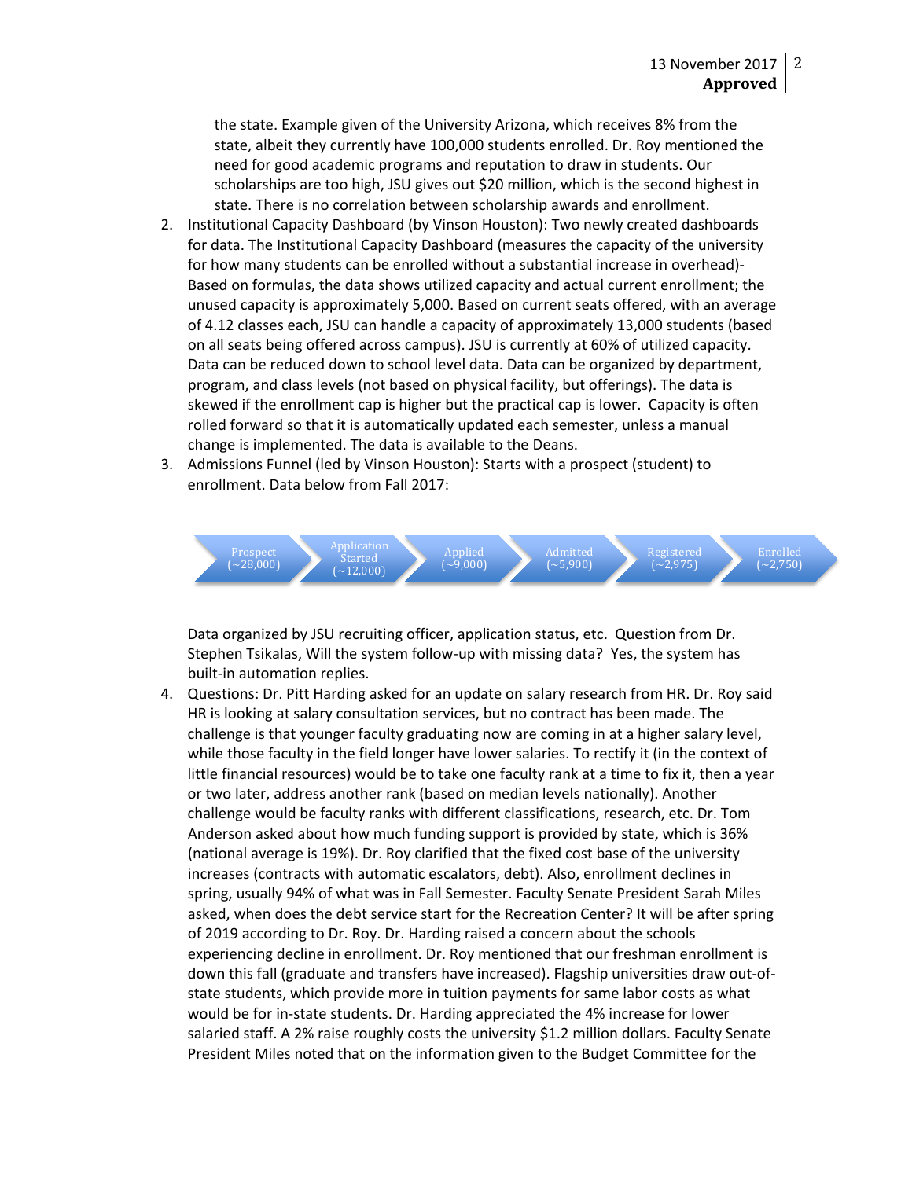the state. Example given of the University Arizona, which receives 8% from the state, albeit they currently have 100,000 students enrolled. Dr. Roy mentioned the need for good academic programs and reputation to draw in students. Our scholarships are too high, JSU gives out $20 million, which is the second highest in state. There is no correlation between scholarship awards and enrollment.

2. Institutional Capacity Dashboard (by Vinson Houston): Two newly created dashboards for data. The Institutional Capacity Dashboard (measures the capacity of the university for how many students can be enrolled without a substantial increase in overhead)- Based on formulas, the data shows utilized capacity and actual current enrollment; the unused capacity is approximately 5,000. Based on current seats offered, with an average of 4.12 classes each, JSU can handle a capacity of approximately 13,000 students (based on all seats being offered across campus). JSU is currently at 60% of utilized capacity. Data can be reduced down to school level data. Data can be organized by department, program, and class levels (not based on physical facility, but offerings). The data is skewed if the enrollment cap is higher but the practical cap is lower. Capacity is often rolled forward so that it is automatically updated each semester, unless a manual change is implemented. The data is available to the Deans.
3. Admissions Funnel (led by Vinson Houston): Starts with a prospect (student) to enrollment. Data below from Fall 2017:

   Prospect (~28,000) → Application Started (~12,000) → Applied (~9,000) → Admitted (~5,900) → Registered (~2,975) → Enrolled (~2,750)

   Data organized by JSU recruiting officer, application status, etc. Question from Dr. Stephen Tsikalas, Will the system follow-up with missing data? Yes, the system has built-in automation replies.
4. Questions: Dr. Pitt Harding asked for an update on salary research from HR. Dr. Roy said HR is looking at salary consultation services, but no contract has been made. The challenge is that younger faculty graduating now are coming in at a higher salary level, while those faculty in the field longer have lower salaries. To rectify it (in the context of little financial resources) would be to take one faculty rank at a time to fix it, then a year or two later, address another rank (based on median levels nationally). Another challenge would be faculty ranks with different classifications, research, etc. Dr. Tom Anderson asked about how much funding support is provided by state, which is 36% (national average is 19%). Dr. Roy clarified that the fixed cost base of the university increases (contracts with automatic escalators, debt). Also, enrollment declines in spring, usually 94% of what was in Fall Semester. Faculty Senate President Sarah Miles asked, when does the debt service start for the Recreation Center? It will be after spring of 2019 according to Dr. Roy. Dr. Harding raised a concern about the schools experiencing decline in enrollment. Dr. Roy mentioned that our freshman enrollment is down this fall (graduate and transfers have increased). Flagship universities draw out-of-state students, which provide more in tuition payments for same labor costs as what would be for in-state students. Dr. Harding appreciated the 4% increase for lower salaried staff. A 2% raise roughly costs the university $1.2 million dollars. Faculty Senate President Miles noted that on the information given to the Budget Committee for the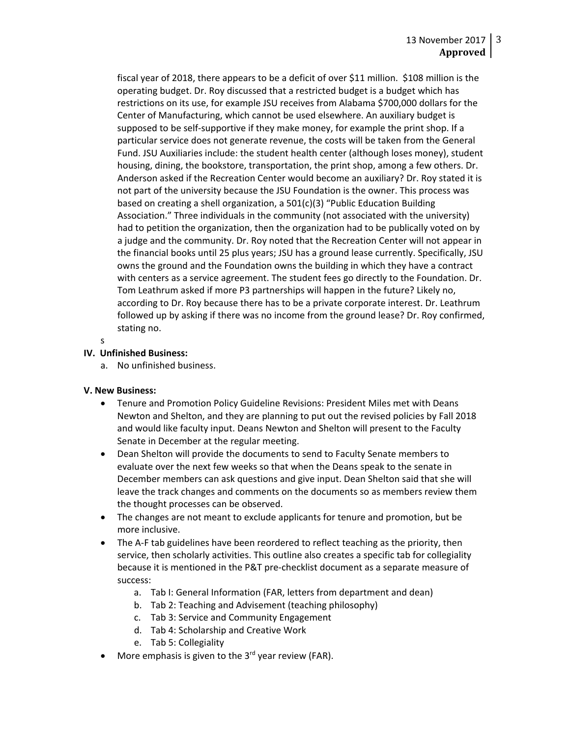fiscal year of 2018, there appears to be a deficit of over $11 million. $108 million is the operating budget. Dr. Roy discussed that a restricted budget is a budget which has restrictions on its use, for example JSU receives from Alabama $700,000 dollars for the Center of Manufacturing, which cannot be used elsewhere. An auxiliary budget is supposed to be self-supportive if they make money, for example the print shop. If a particular service does not generate revenue, the costs will be taken from the General Fund. JSU Auxiliaries include: the student health center (although loses money), student housing, dining, the bookstore, transportation, the print shop, among a few others. Dr. Anderson asked if the Recreation Center would become an auxiliary? Dr. Roy stated it is not part of the university because the JSU Foundation is the owner. This process was based on creating a shell organization, a 501(c)(3) "Public Education Building Association." Three individuals in the community (not associated with the university) had to petition the organization, then the organization had to be publically voted on by a judge and the community. Dr. Roy noted that the Recreation Center will not appear in the financial books until 25 plus years; JSU has a ground lease currently. Specifically, JSU owns the ground and the Foundation owns the building in which they have a contract with centers as a service agreement. The student fees go directly to the Foundation. Dr. Tom Leathrum asked if more P3 partnerships will happen in the future? Likely no, according to Dr. Roy because there has to be a private corporate interest. Dr. Leathrum followed up by asking if there was no income from the ground lease? Dr. Roy confirmed, stating no.

s

**IV. Unfinished Business:**

a. No unfinished business.

**V. New Business:**

- Tenure and Promotion Policy Guideline Revisions: President Miles met with Deans Newton and Shelton, and they are planning to put out the revised policies by Fall 2018 and would like faculty input. Deans Newton and Shelton will present to the Faculty Senate in December at the regular meeting.
- Dean Shelton will provide the documents to send to Faculty Senate members to evaluate over the next few weeks so that when the Deans speak to the senate in December members can ask questions and give input. Dean Shelton said that she will leave the track changes and comments on the documents so as members review them the thought processes can be observed.
- The changes are not meant to exclude applicants for tenure and promotion, but be more inclusive.
- The A-F tab guidelines have been reordered to reflect teaching as the priority, then service, then scholarly activities. This outline also creates a specific tab for collegiality because it is mentioned in the P&T pre-checklist document as a separate measure of success:
    a. Tab I: General Information (FAR, letters from department and dean)
    b. Tab 2: Teaching and Advisement (teaching philosophy)
    c. Tab 3: Service and Community Engagement
    d. Tab 4: Scholarship and Creative Work
    e. Tab 5: Collegiality
- More emphasis is given to the 3rd year review (FAR).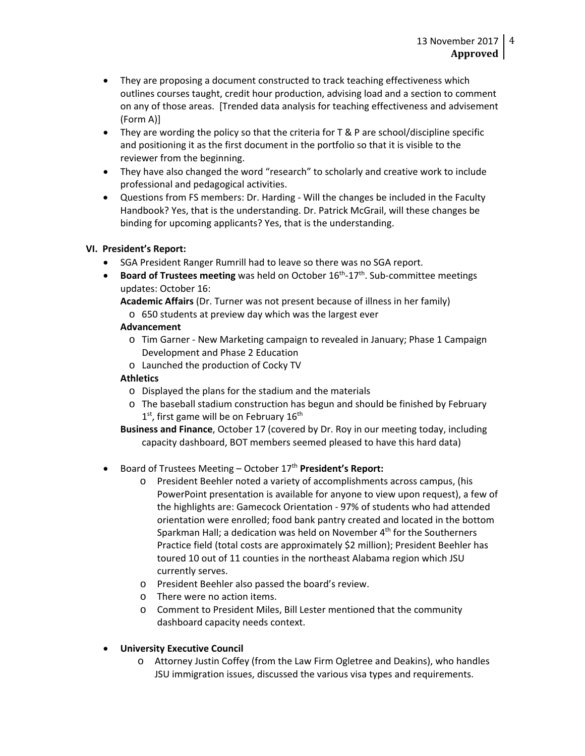- They are proposing a document constructed to track teaching effectiveness which outlines courses taught, credit hour production, advising load and a section to comment on any of those areas. [Trended data analysis for teaching effectiveness and advisement (Form A)]
- They are wording the policy so that the criteria for T & P are school/discipline specific and positioning it as the first document in the portfolio so that it is visible to the reviewer from the beginning.
- They have also changed the word "research" to scholarly and creative work to include professional and pedagogical activities.
- Questions from FS members: Dr. Harding - Will the changes be included in the Faculty Handbook? Yes, that is the understanding. Dr. Patrick McGrail, will these changes be binding for upcoming applicants? Yes, that is the understanding.

## VI. President's Report:

- SGA President Ranger Rumrill had to leave so there was no SGA report.
- **Board of Trustees meeting** was held on October 16th-17th. Sub-committee meetings updates: October 16:

  **Academic Affairs** (Dr. Turner was not present because of illness in her family)
  - 650 students at preview day which was the largest ever

  **Advancement**
  - Tim Garner - New Marketing campaign to revealed in January; Phase 1 Campaign Development and Phase 2 Education
  - Launched the production of Cocky TV

  **Athletics**
  - Displayed the plans for the stadium and the materials
  - The baseball stadium construction has begun and should be finished by February 1st, first game will be on February 16th

  **Business and Finance**, October 17 (covered by Dr. Roy in our meeting today, including capacity dashboard, BOT members seemed pleased to have this hard data)

- Board of Trustees Meeting – October 17th **President's Report:**
  - President Beehler noted a variety of accomplishments across campus, (his PowerPoint presentation is available for anyone to view upon request), a few of the highlights are: Gamecock Orientation - 97% of students who had attended orientation were enrolled; food bank pantry created and located in the bottom Sparkman Hall; a dedication was held on November 4th for the Southerners Practice field (total costs are approximately $2 million); President Beehler has toured 10 out of 11 counties in the northeast Alabama region which JSU currently serves.
  - President Beehler also passed the board's review.
  - There were no action items.
  - Comment to President Miles, Bill Lester mentioned that the community dashboard capacity needs context.

- **University Executive Council**
  - Attorney Justin Coffey (from the Law Firm Ogletree and Deakins), who handles JSU immigration issues, discussed the various visa types and requirements.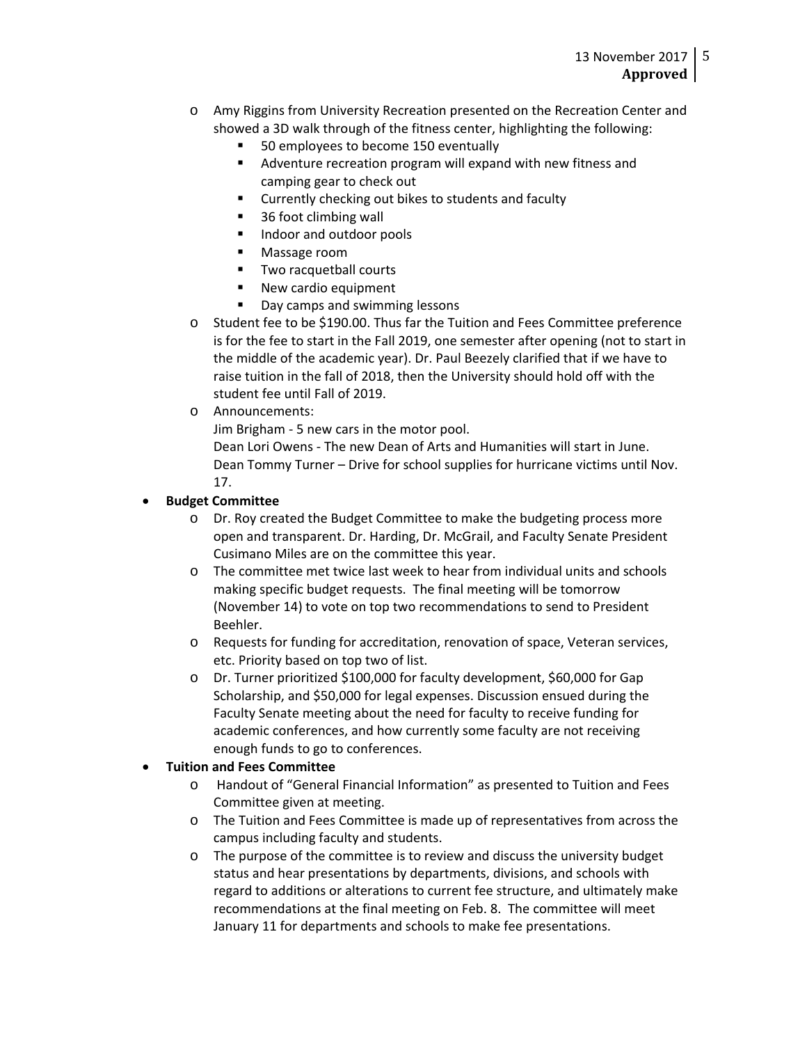- Amy Riggins from University Recreation presented on the Recreation Center and showed a 3D walk through of the fitness center, highlighting the following:
  - 50 employees to become 150 eventually
  - Adventure recreation program will expand with new fitness and camping gear to check out
  - Currently checking out bikes to students and faculty
  - 36 foot climbing wall
  - Indoor and outdoor pools
  - Massage room
  - Two racquetball courts
  - New cardio equipment
  - Day camps and swimming lessons
- Student fee to be $190.00. Thus far the Tuition and Fees Committee preference is for the fee to start in the Fall 2019, one semester after opening (not to start in the middle of the academic year). Dr. Paul Beezely clarified that if we have to raise tuition in the fall of 2018, then the University should hold off with the student fee until Fall of 2019.
- Announcements:
  Jim Brigham - 5 new cars in the motor pool.
  Dean Lori Owens - The new Dean of Arts and Humanities will start in June.
  Dean Tommy Turner – Drive for school supplies for hurricane victims until Nov. 17.

- **Budget Committee**
  - Dr. Roy created the Budget Committee to make the budgeting process more open and transparent. Dr. Harding, Dr. McGrail, and Faculty Senate President Cusimano Miles are on the committee this year.
  - The committee met twice last week to hear from individual units and schools making specific budget requests. The final meeting will be tomorrow (November 14) to vote on top two recommendations to send to President Beehler.
  - Requests for funding for accreditation, renovation of space, Veteran services, etc. Priority based on top two of list.
  - Dr. Turner prioritized $100,000 for faculty development, $60,000 for Gap Scholarship, and $50,000 for legal expenses. Discussion ensued during the Faculty Senate meeting about the need for faculty to receive funding for academic conferences, and how currently some faculty are not receiving enough funds to go to conferences.
- **Tuition and Fees Committee**
  - Handout of "General Financial Information" as presented to Tuition and Fees Committee given at meeting.
  - The Tuition and Fees Committee is made up of representatives from across the campus including faculty and students.
  - The purpose of the committee is to review and discuss the university budget status and hear presentations by departments, divisions, and schools with regard to additions or alterations to current fee structure, and ultimately make recommendations at the final meeting on Feb. 8. The committee will meet January 11 for departments and schools to make fee presentations.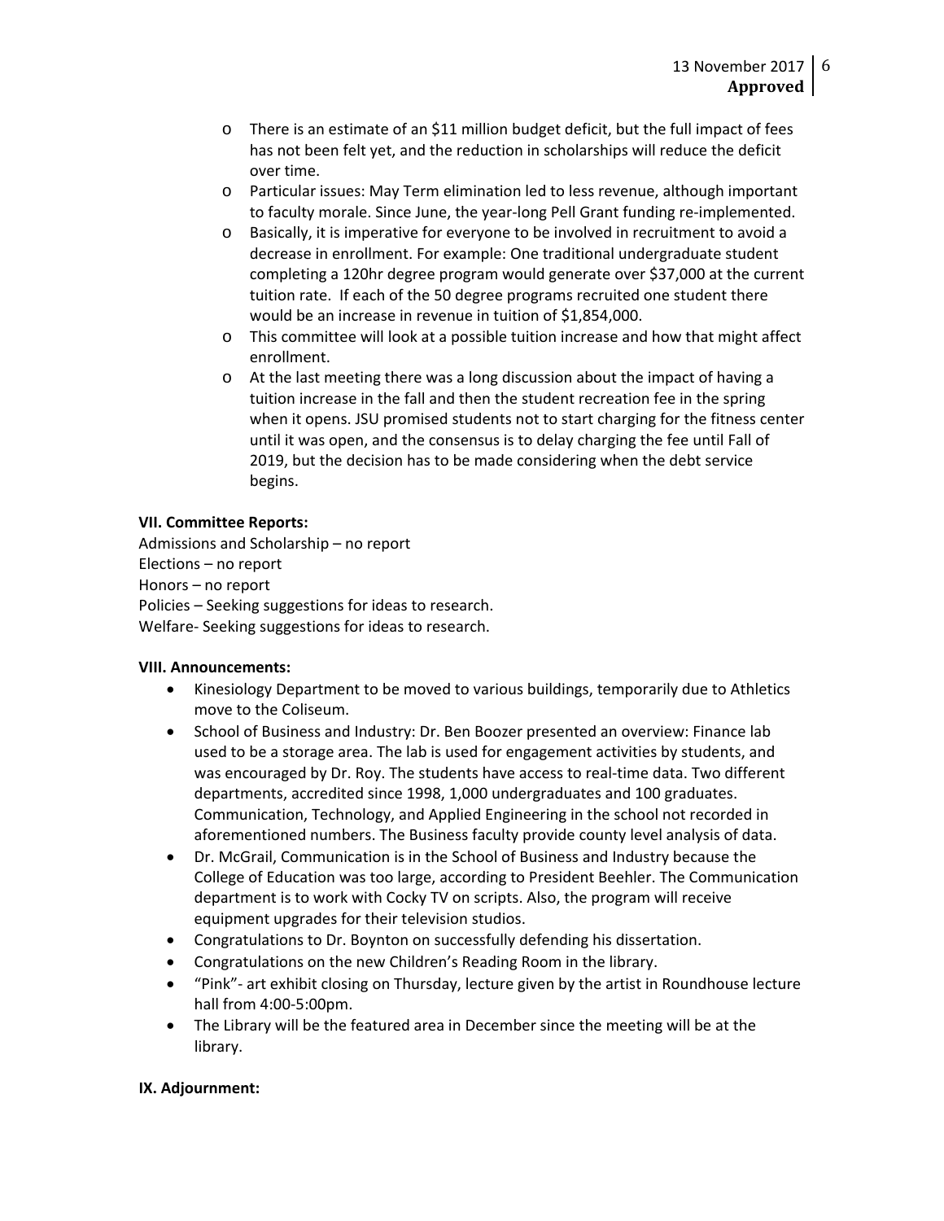- There is an estimate of an $11 million budget deficit, but the full impact of fees has not been felt yet, and the reduction in scholarships will reduce the deficit over time.
- Particular issues: May Term elimination led to less revenue, although important to faculty morale. Since June, the year-long Pell Grant funding re-implemented.
- Basically, it is imperative for everyone to be involved in recruitment to avoid a decrease in enrollment. For example: One traditional undergraduate student completing a 120hr degree program would generate over $37,000 at the current tuition rate. If each of the 50 degree programs recruited one student there would be an increase in revenue in tuition of $1,854,000.
- This committee will look at a possible tuition increase and how that might affect enrollment.
- At the last meeting there was a long discussion about the impact of having a tuition increase in the fall and then the student recreation fee in the spring when it opens. JSU promised students not to start charging for the fitness center until it was open, and the consensus is to delay charging the fee until Fall of 2019, but the decision has to be made considering when the debt service begins.

**VII. Committee Reports:**

Admissions and Scholarship – no report
Elections – no report
Honors – no report
Policies – Seeking suggestions for ideas to research.
Welfare- Seeking suggestions for ideas to research.

**VIII. Announcements:**

- Kinesiology Department to be moved to various buildings, temporarily due to Athletics move to the Coliseum.
- School of Business and Industry: Dr. Ben Boozer presented an overview: Finance lab used to be a storage area. The lab is used for engagement activities by students, and was encouraged by Dr. Roy. The students have access to real-time data. Two different departments, accredited since 1998, 1,000 undergraduates and 100 graduates. Communication, Technology, and Applied Engineering in the school not recorded in aforementioned numbers. The Business faculty provide county level analysis of data.
- Dr. McGrail, Communication is in the School of Business and Industry because the College of Education was too large, according to President Beehler. The Communication department is to work with Cocky TV on scripts. Also, the program will receive equipment upgrades for their television studios.
- Congratulations to Dr. Boynton on successfully defending his dissertation.
- Congratulations on the new Children's Reading Room in the library.
- "Pink"- art exhibit closing on Thursday, lecture given by the artist in Roundhouse lecture hall from 4:00-5:00pm.
- The Library will be the featured area in December since the meeting will be at the library.

**IX. Adjournment:**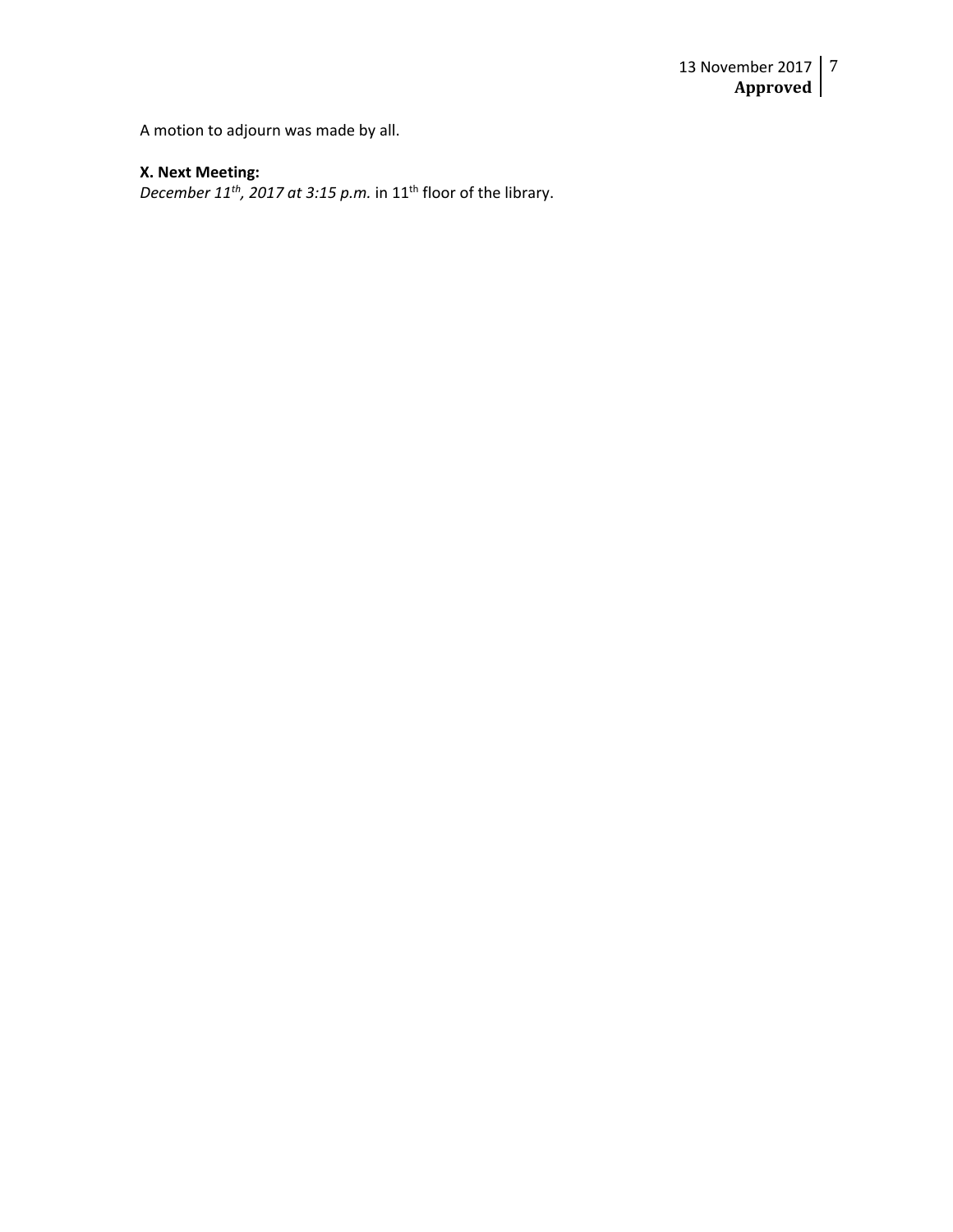A motion to adjourn was made by all.

**X. Next Meeting:**

*December 11th, 2017 at 3:15 p.m.* in 11th floor of the library.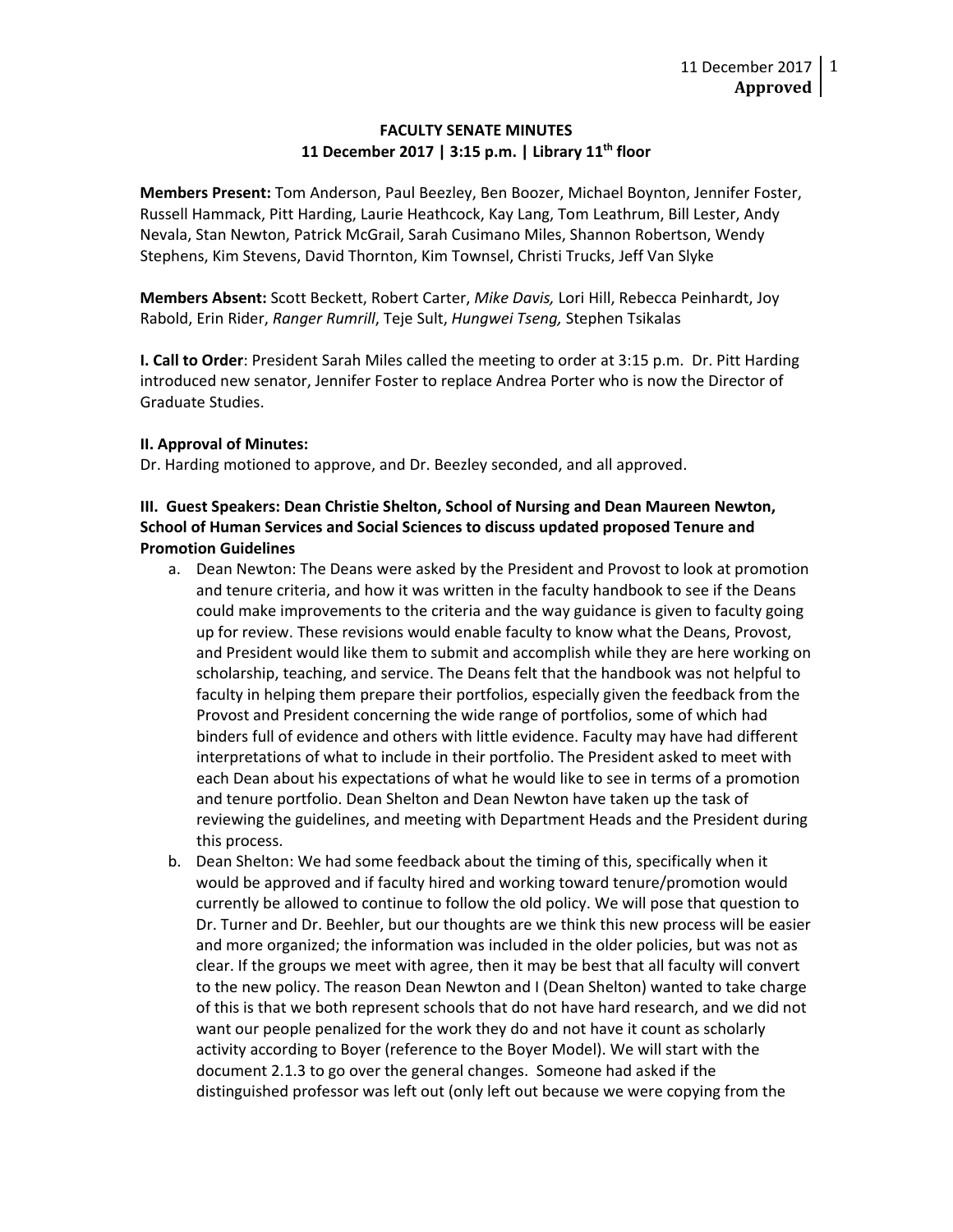**FACULTY SENATE MINUTES**
**11 December 2017 | 3:15 p.m. | Library 11th floor**

**Members Present:** Tom Anderson, Paul Beezley, Ben Boozer, Michael Boynton, Jennifer Foster, Russell Hammack, Pitt Harding, Laurie Heathcock, Kay Lang, Tom Leathrum, Bill Lester, Andy Nevala, Stan Newton, Patrick McGrail, Sarah Cusimano Miles, Shannon Robertson, Wendy Stephens, Kim Stevens, David Thornton, Kim Townsel, Christi Trucks, Jeff Van Slyke

**Members Absent:** Scott Beckett, Robert Carter, *Mike Davis,* Lori Hill, Rebecca Peinhardt, Joy Rabold, Erin Rider, *Ranger Rumrill*, Teje Sult, *Hungwei Tseng,* Stephen Tsikalas

**I. Call to Order**: President Sarah Miles called the meeting to order at 3:15 p.m. Dr. Pitt Harding introduced new senator, Jennifer Foster to replace Andrea Porter who is now the Director of Graduate Studies.

**II. Approval of Minutes:**
Dr. Harding motioned to approve, and Dr. Beezley seconded, and all approved.

**III. Guest Speakers: Dean Christie Shelton, School of Nursing and Dean Maureen Newton, School of Human Services and Social Sciences to discuss updated proposed Tenure and Promotion Guidelines**

a. Dean Newton: The Deans were asked by the President and Provost to look at promotion and tenure criteria, and how it was written in the faculty handbook to see if the Deans could make improvements to the criteria and the way guidance is given to faculty going up for review. These revisions would enable faculty to know what the Deans, Provost, and President would like them to submit and accomplish while they are here working on scholarship, teaching, and service. The Deans felt that the handbook was not helpful to faculty in helping them prepare their portfolios, especially given the feedback from the Provost and President concerning the wide range of portfolios, some of which had binders full of evidence and others with little evidence. Faculty may have had different interpretations of what to include in their portfolio. The President asked to meet with each Dean about his expectations of what he would like to see in terms of a promotion and tenure portfolio. Dean Shelton and Dean Newton have taken up the task of reviewing the guidelines, and meeting with Department Heads and the President during this process.

b. Dean Shelton: We had some feedback about the timing of this, specifically when it would be approved and if faculty hired and working toward tenure/promotion would currently be allowed to continue to follow the old policy. We will pose that question to Dr. Turner and Dr. Beehler, but our thoughts are we think this new process will be easier and more organized; the information was included in the older policies, but was not as clear. If the groups we meet with agree, then it may be best that all faculty will convert to the new policy. The reason Dean Newton and I (Dean Shelton) wanted to take charge of this is that we both represent schools that do not have hard research, and we did not want our people penalized for the work they do and not have it count as scholarly activity according to Boyer (reference to the Boyer Model). We will start with the document 2.1.3 to go over the general changes. Someone had asked if the distinguished professor was left out (only left out because we were copying from the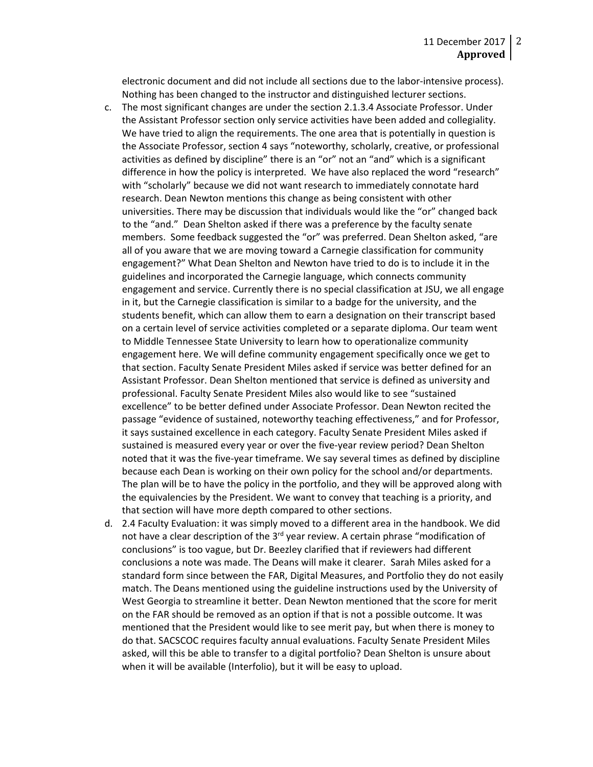electronic document and did not include all sections due to the labor-intensive process). Nothing has been changed to the instructor and distinguished lecturer sections.

c. The most significant changes are under the section 2.1.3.4 Associate Professor. Under the Assistant Professor section only service activities have been added and collegiality. We have tried to align the requirements. The one area that is potentially in question is the Associate Professor, section 4 says "noteworthy, scholarly, creative, or professional activities as defined by discipline" there is an "or" not an "and" which is a significant difference in how the policy is interpreted. We have also replaced the word "research" with "scholarly" because we did not want research to immediately connotate hard research. Dean Newton mentions this change as being consistent with other universities. There may be discussion that individuals would like the "or" changed back to the "and." Dean Shelton asked if there was a preference by the faculty senate members. Some feedback suggested the "or" was preferred. Dean Shelton asked, "are all of you aware that we are moving toward a Carnegie classification for community engagement?" What Dean Shelton and Newton have tried to do is to include it in the guidelines and incorporated the Carnegie language, which connects community engagement and service. Currently there is no special classification at JSU, we all engage in it, but the Carnegie classification is similar to a badge for the university, and the students benefit, which can allow them to earn a designation on their transcript based on a certain level of service activities completed or a separate diploma. Our team went to Middle Tennessee State University to learn how to operationalize community engagement here. We will define community engagement specifically once we get to that section. Faculty Senate President Miles asked if service was better defined for an Assistant Professor. Dean Shelton mentioned that service is defined as university and professional. Faculty Senate President Miles also would like to see "sustained excellence" to be better defined under Associate Professor. Dean Newton recited the passage "evidence of sustained, noteworthy teaching effectiveness," and for Professor, it says sustained excellence in each category. Faculty Senate President Miles asked if sustained is measured every year or over the five-year review period? Dean Shelton noted that it was the five-year timeframe. We say several times as defined by discipline because each Dean is working on their own policy for the school and/or departments. The plan will be to have the policy in the portfolio, and they will be approved along with the equivalencies by the President. We want to convey that teaching is a priority, and that section will have more depth compared to other sections.

d. 2.4 Faculty Evaluation: it was simply moved to a different area in the handbook. We did not have a clear description of the 3rd year review. A certain phrase "modification of conclusions" is too vague, but Dr. Beezley clarified that if reviewers had different conclusions a note was made. The Deans will make it clearer. Sarah Miles asked for a standard form since between the FAR, Digital Measures, and Portfolio they do not easily match. The Deans mentioned using the guideline instructions used by the University of West Georgia to streamline it better. Dean Newton mentioned that the score for merit on the FAR should be removed as an option if that is not a possible outcome. It was mentioned that the President would like to see merit pay, but when there is money to do that. SACSCOC requires faculty annual evaluations. Faculty Senate President Miles asked, will this be able to transfer to a digital portfolio? Dean Shelton is unsure about when it will be available (Interfolio), but it will be easy to upload.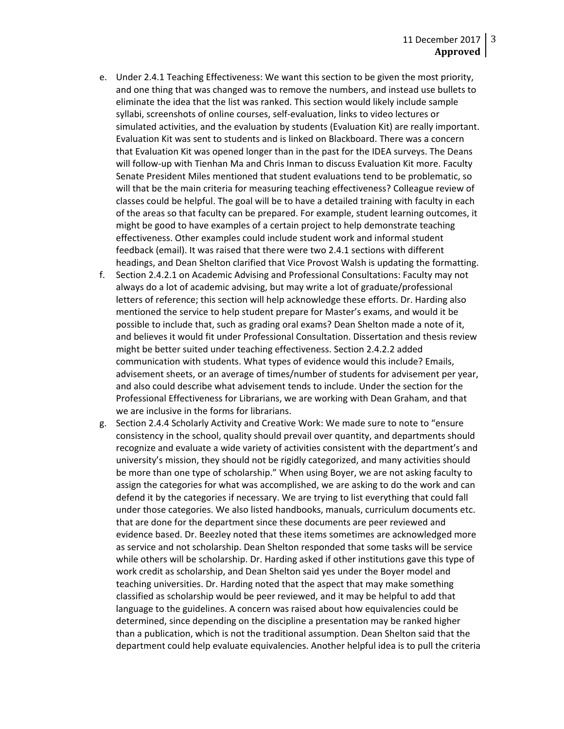e. Under 2.4.1 Teaching Effectiveness: We want this section to be given the most priority, and one thing that was changed was to remove the numbers, and instead use bullets to eliminate the idea that the list was ranked. This section would likely include sample syllabi, screenshots of online courses, self-evaluation, links to video lectures or simulated activities, and the evaluation by students (Evaluation Kit) are really important. Evaluation Kit was sent to students and is linked on Blackboard. There was a concern that Evaluation Kit was opened longer than in the past for the IDEA surveys. The Deans will follow-up with Tienhan Ma and Chris Inman to discuss Evaluation Kit more. Faculty Senate President Miles mentioned that student evaluations tend to be problematic, so will that be the main criteria for measuring teaching effectiveness? Colleague review of classes could be helpful. The goal will be to have a detailed training with faculty in each of the areas so that faculty can be prepared. For example, student learning outcomes, it might be good to have examples of a certain project to help demonstrate teaching effectiveness. Other examples could include student work and informal student feedback (email). It was raised that there were two 2.4.1 sections with different headings, and Dean Shelton clarified that Vice Provost Walsh is updating the formatting.

f. Section 2.4.2.1 on Academic Advising and Professional Consultations: Faculty may not always do a lot of academic advising, but may write a lot of graduate/professional letters of reference; this section will help acknowledge these efforts. Dr. Harding also mentioned the service to help student prepare for Master's exams, and would it be possible to include that, such as grading oral exams? Dean Shelton made a note of it, and believes it would fit under Professional Consultation. Dissertation and thesis review might be better suited under teaching effectiveness. Section 2.4.2.2 added communication with students. What types of evidence would this include? Emails, advisement sheets, or an average of times/number of students for advisement per year, and also could describe what advisement tends to include. Under the section for the Professional Effectiveness for Librarians, we are working with Dean Graham, and that we are inclusive in the forms for librarians.

g. Section 2.4.4 Scholarly Activity and Creative Work: We made sure to note to "ensure consistency in the school, quality should prevail over quantity, and departments should recognize and evaluate a wide variety of activities consistent with the department's and university's mission, they should not be rigidly categorized, and many activities should be more than one type of scholarship." When using Boyer, we are not asking faculty to assign the categories for what was accomplished, we are asking to do the work and can defend it by the categories if necessary. We are trying to list everything that could fall under those categories. We also listed handbooks, manuals, curriculum documents etc. that are done for the department since these documents are peer reviewed and evidence based. Dr. Beezley noted that these items sometimes are acknowledged more as service and not scholarship. Dean Shelton responded that some tasks will be service while others will be scholarship. Dr. Harding asked if other institutions gave this type of work credit as scholarship, and Dean Shelton said yes under the Boyer model and teaching universities. Dr. Harding noted that the aspect that may make something classified as scholarship would be peer reviewed, and it may be helpful to add that language to the guidelines. A concern was raised about how equivalencies could be determined, since depending on the discipline a presentation may be ranked higher than a publication, which is not the traditional assumption. Dean Shelton said that the department could help evaluate equivalencies. Another helpful idea is to pull the criteria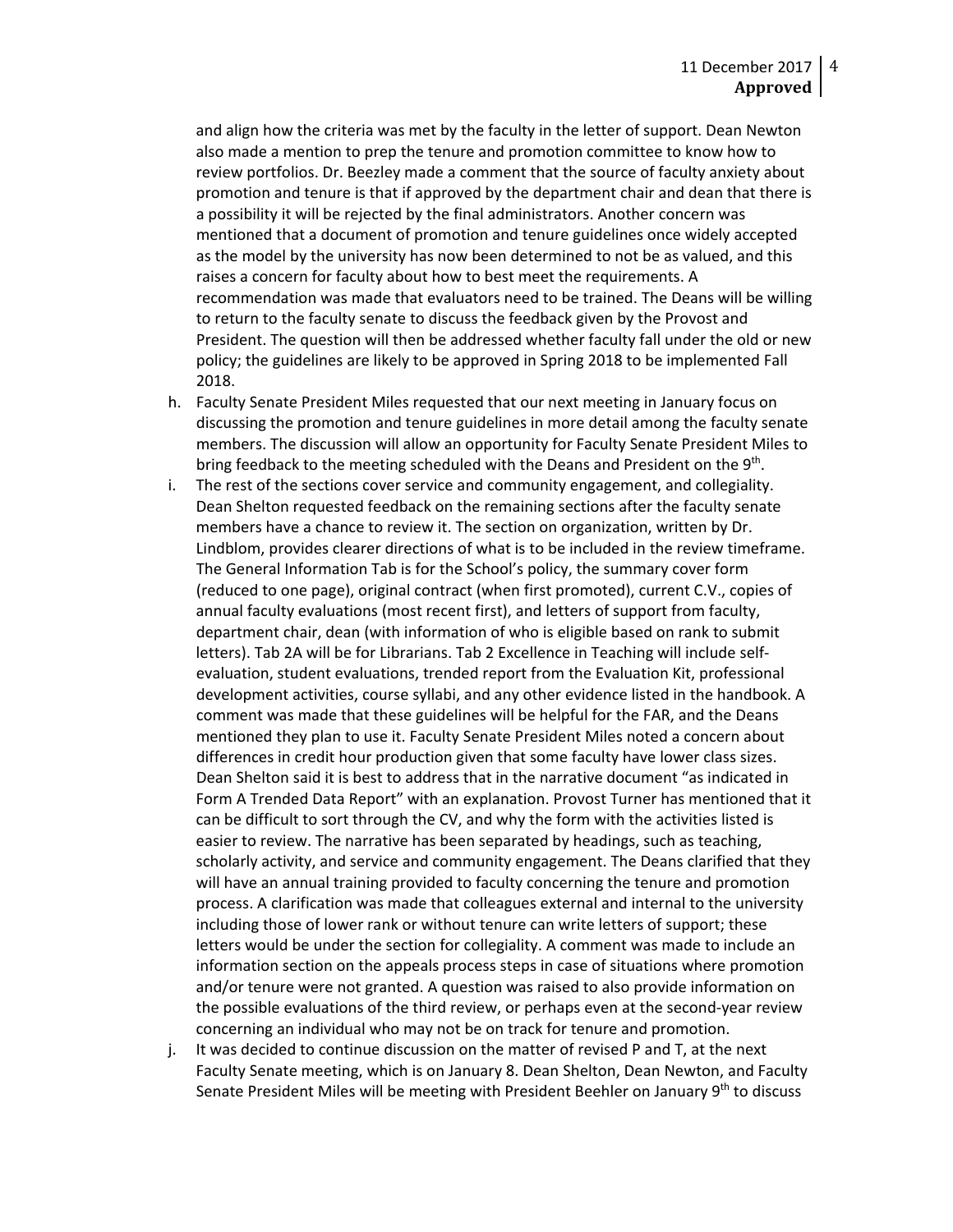and align how the criteria was met by the faculty in the letter of support. Dean Newton also made a mention to prep the tenure and promotion committee to know how to review portfolios. Dr. Beezley made a comment that the source of faculty anxiety about promotion and tenure is that if approved by the department chair and dean that there is a possibility it will be rejected by the final administrators. Another concern was mentioned that a document of promotion and tenure guidelines once widely accepted as the model by the university has now been determined to not be as valued, and this raises a concern for faculty about how to best meet the requirements. A recommendation was made that evaluators need to be trained. The Deans will be willing to return to the faculty senate to discuss the feedback given by the Provost and President. The question will then be addressed whether faculty fall under the old or new policy; the guidelines are likely to be approved in Spring 2018 to be implemented Fall 2018.

h. Faculty Senate President Miles requested that our next meeting in January focus on discussing the promotion and tenure guidelines in more detail among the faculty senate members. The discussion will allow an opportunity for Faculty Senate President Miles to bring feedback to the meeting scheduled with the Deans and President on the 9th.

i. The rest of the sections cover service and community engagement, and collegiality. Dean Shelton requested feedback on the remaining sections after the faculty senate members have a chance to review it. The section on organization, written by Dr. Lindblom, provides clearer directions of what is to be included in the review timeframe. The General Information Tab is for the School's policy, the summary cover form (reduced to one page), original contract (when first promoted), current C.V., copies of annual faculty evaluations (most recent first), and letters of support from faculty, department chair, dean (with information of who is eligible based on rank to submit letters). Tab 2A will be for Librarians. Tab 2 Excellence in Teaching will include self-evaluation, student evaluations, trended report from the Evaluation Kit, professional development activities, course syllabi, and any other evidence listed in the handbook. A comment was made that these guidelines will be helpful for the FAR, and the Deans mentioned they plan to use it. Faculty Senate President Miles noted a concern about differences in credit hour production given that some faculty have lower class sizes. Dean Shelton said it is best to address that in the narrative document "as indicated in Form A Trended Data Report" with an explanation. Provost Turner has mentioned that it can be difficult to sort through the CV, and why the form with the activities listed is easier to review. The narrative has been separated by headings, such as teaching, scholarly activity, and service and community engagement. The Deans clarified that they will have an annual training provided to faculty concerning the tenure and promotion process. A clarification was made that colleagues external and internal to the university including those of lower rank or without tenure can write letters of support; these letters would be under the section for collegiality. A comment was made to include an information section on the appeals process steps in case of situations where promotion and/or tenure were not granted. A question was raised to also provide information on the possible evaluations of the third review, or perhaps even at the second-year review concerning an individual who may not be on track for tenure and promotion.

j. It was decided to continue discussion on the matter of revised P and T, at the next Faculty Senate meeting, which is on January 8. Dean Shelton, Dean Newton, and Faculty Senate President Miles will be meeting with President Beehler on January 9th to discuss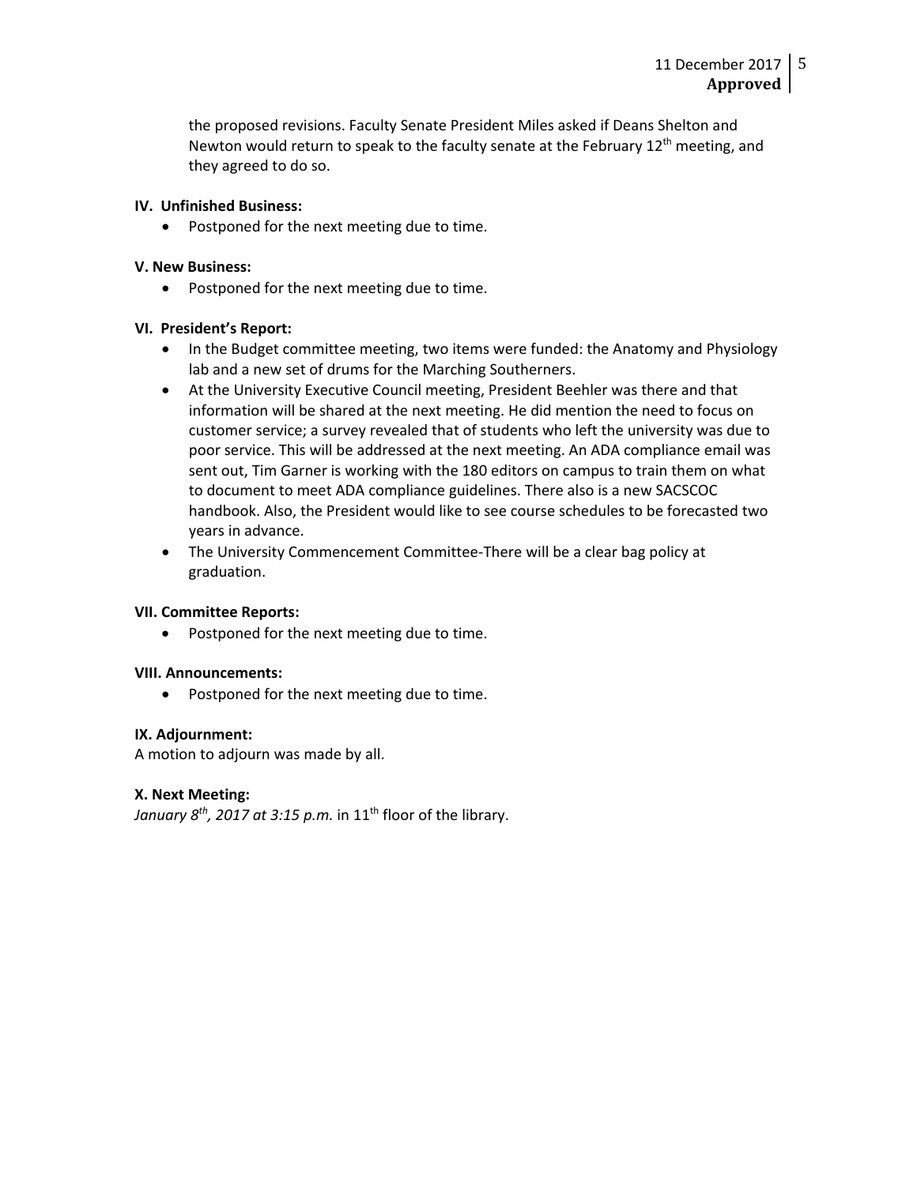the proposed revisions. Faculty Senate President Miles asked if Deans Shelton and Newton would return to speak to the faculty senate at the February 12th meeting, and they agreed to do so.

**IV. Unfinished Business:**

- Postponed for the next meeting due to time.

**V. New Business:**

- Postponed for the next meeting due to time.

**VI. President's Report:**

- In the Budget committee meeting, two items were funded: the Anatomy and Physiology lab and a new set of drums for the Marching Southerners.
- At the University Executive Council meeting, President Beehler was there and that information will be shared at the next meeting. He did mention the need to focus on customer service; a survey revealed that of students who left the university was due to poor service. This will be addressed at the next meeting. An ADA compliance email was sent out, Tim Garner is working with the 180 editors on campus to train them on what to document to meet ADA compliance guidelines. There also is a new SACSCOC handbook. Also, the President would like to see course schedules to be forecasted two years in advance.
- The University Commencement Committee-There will be a clear bag policy at graduation.

**VII. Committee Reports:**

- Postponed for the next meeting due to time.

**VIII. Announcements:**

- Postponed for the next meeting due to time.

**IX. Adjournment:**

A motion to adjourn was made by all.

**X. Next Meeting:**

*January 8th, 2017 at 3:15 p.m.* in 11th floor of the library.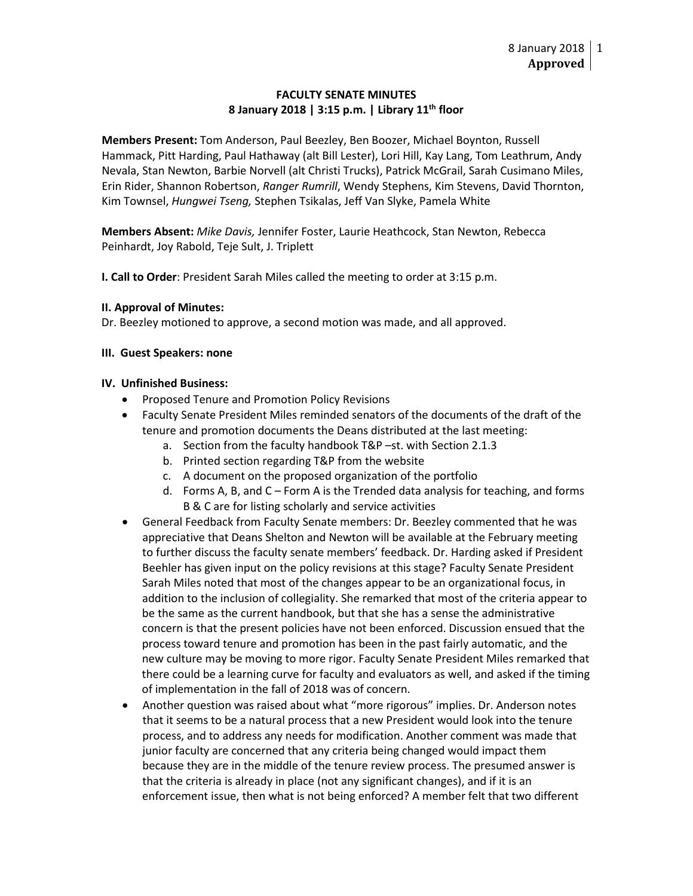8 January 2018
**Approved**

**FACULTY SENATE MINUTES**
**8 January 2018 | 3:15 p.m. | Library 11th floor**

**Members Present:** Tom Anderson, Paul Beezley, Ben Boozer, Michael Boynton, Russell Hammack, Pitt Harding, Paul Hathaway (alt Bill Lester), Lori Hill, Kay Lang, Tom Leathrum, Andy Nevala, Stan Newton, Barbie Norvell (alt Christi Trucks), Patrick McGrail, Sarah Cusimano Miles, Erin Rider, Shannon Robertson, *Ranger Rumrill*, Wendy Stephens, Kim Stevens, David Thornton, Kim Townsel, *Hungwei Tseng,* Stephen Tsikalas, Jeff Van Slyke, Pamela White

**Members Absent:** *Mike Davis,* Jennifer Foster, Laurie Heathcock, Stan Newton, Rebecca Peinhardt, Joy Rabold, Teje Sult, J. Triplett

**I. Call to Order**: President Sarah Miles called the meeting to order at 3:15 p.m.

**II. Approval of Minutes:**
Dr. Beezley motioned to approve, a second motion was made, and all approved.

**III. Guest Speakers: none**

**IV. Unfinished Business:**

- Proposed Tenure and Promotion Policy Revisions
- Faculty Senate President Miles reminded senators of the documents of the draft of the tenure and promotion documents the Deans distributed at the last meeting:
    a. Section from the faculty handbook T&P –st. with Section 2.1.3
    b. Printed section regarding T&P from the website
    c. A document on the proposed organization of the portfolio
    d. Forms A, B, and C – Form A is the Trended data analysis for teaching, and forms B & C are for listing scholarly and service activities
- General Feedback from Faculty Senate members: Dr. Beezley commented that he was appreciative that Deans Shelton and Newton will be available at the February meeting to further discuss the faculty senate members' feedback. Dr. Harding asked if President Beehler has given input on the policy revisions at this stage? Faculty Senate President Sarah Miles noted that most of the changes appear to be an organizational focus, in addition to the inclusion of collegiality. She remarked that most of the criteria appear to be the same as the current handbook, but that she has a sense the administrative concern is that the present policies have not been enforced. Discussion ensued that the process toward tenure and promotion has been in the past fairly automatic, and the new culture may be moving to more rigor. Faculty Senate President Miles remarked that there could be a learning curve for faculty and evaluators as well, and asked if the timing of implementation in the fall of 2018 was of concern.
- Another question was raised about what "more rigorous" implies. Dr. Anderson notes that it seems to be a natural process that a new President would look into the tenure process, and to address any needs for modification. Another comment was made that junior faculty are concerned that any criteria being changed would impact them because they are in the middle of the tenure review process. The presumed answer is that the criteria is already in place (not any significant changes), and if it is an enforcement issue, then what is not being enforced? A member felt that two different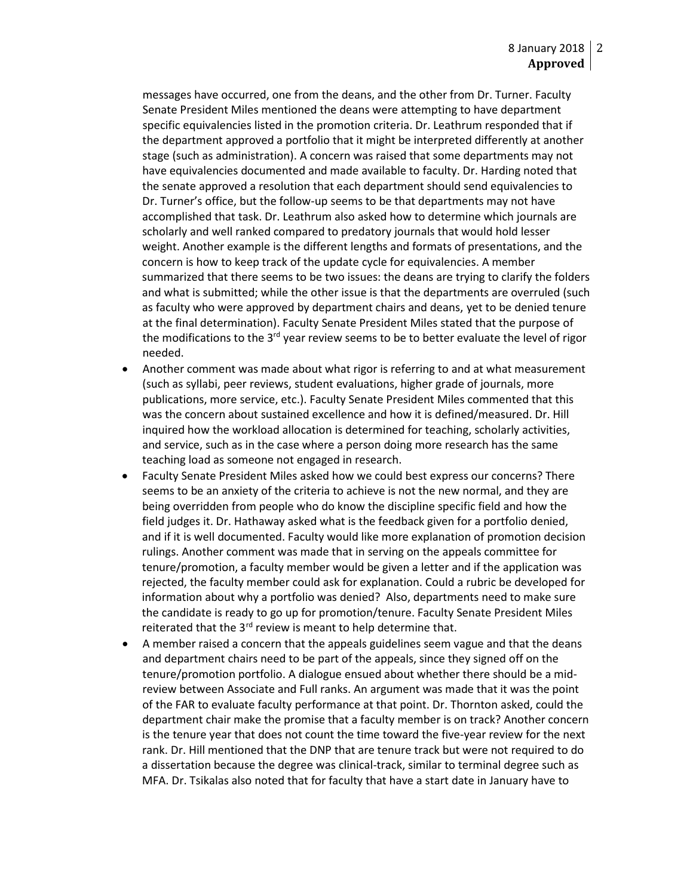messages have occurred, one from the deans, and the other from Dr. Turner. Faculty Senate President Miles mentioned the deans were attempting to have department specific equivalencies listed in the promotion criteria. Dr. Leathrum responded that if the department approved a portfolio that it might be interpreted differently at another stage (such as administration). A concern was raised that some departments may not have equivalencies documented and made available to faculty. Dr. Harding noted that the senate approved a resolution that each department should send equivalencies to Dr. Turner's office, but the follow-up seems to be that departments may not have accomplished that task. Dr. Leathrum also asked how to determine which journals are scholarly and well ranked compared to predatory journals that would hold lesser weight. Another example is the different lengths and formats of presentations, and the concern is how to keep track of the update cycle for equivalencies. A member summarized that there seems to be two issues: the deans are trying to clarify the folders and what is submitted; while the other issue is that the departments are overruled (such as faculty who were approved by department chairs and deans, yet to be denied tenure at the final determination). Faculty Senate President Miles stated that the purpose of the modifications to the 3rd year review seems to be to better evaluate the level of rigor needed.

- Another comment was made about what rigor is referring to and at what measurement (such as syllabi, peer reviews, student evaluations, higher grade of journals, more publications, more service, etc.). Faculty Senate President Miles commented that this was the concern about sustained excellence and how it is defined/measured. Dr. Hill inquired how the workload allocation is determined for teaching, scholarly activities, and service, such as in the case where a person doing more research has the same teaching load as someone not engaged in research.
- Faculty Senate President Miles asked how we could best express our concerns? There seems to be an anxiety of the criteria to achieve is not the new normal, and they are being overridden from people who do know the discipline specific field and how the field judges it. Dr. Hathaway asked what is the feedback given for a portfolio denied, and if it is well documented. Faculty would like more explanation of promotion decision rulings. Another comment was made that in serving on the appeals committee for tenure/promotion, a faculty member would be given a letter and if the application was rejected, the faculty member could ask for explanation. Could a rubric be developed for information about why a portfolio was denied? Also, departments need to make sure the candidate is ready to go up for promotion/tenure. Faculty Senate President Miles reiterated that the 3rd review is meant to help determine that.
- A member raised a concern that the appeals guidelines seem vague and that the deans and department chairs need to be part of the appeals, since they signed off on the tenure/promotion portfolio. A dialogue ensued about whether there should be a mid-review between Associate and Full ranks. An argument was made that it was the point of the FAR to evaluate faculty performance at that point. Dr. Thornton asked, could the department chair make the promise that a faculty member is on track? Another concern is the tenure year that does not count the time toward the five-year review for the next rank. Dr. Hill mentioned that the DNP that are tenure track but were not required to do a dissertation because the degree was clinical-track, similar to terminal degree such as MFA. Dr. Tsikalas also noted that for faculty that have a start date in January have to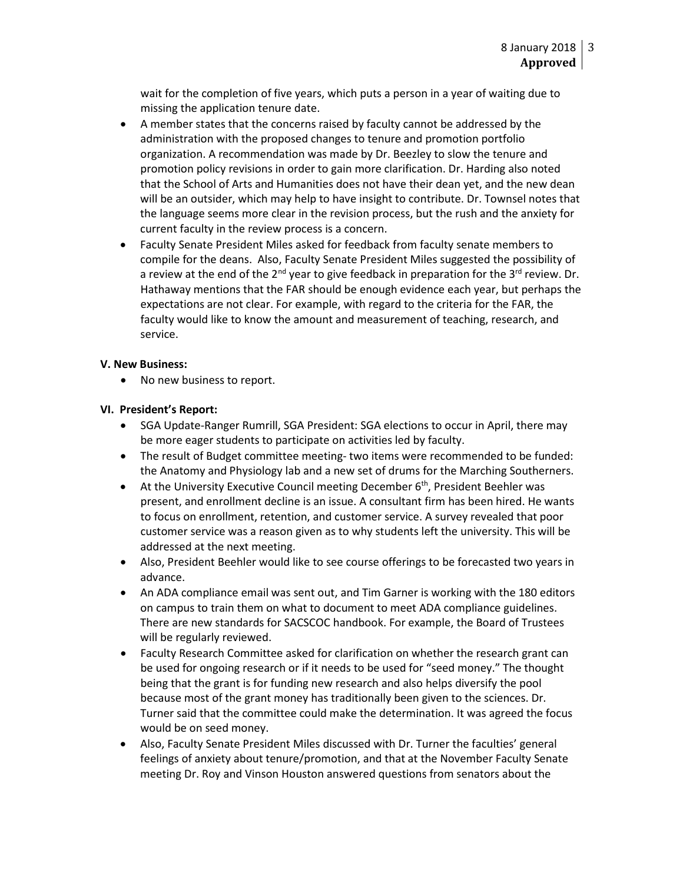wait for the completion of five years, which puts a person in a year of waiting due to missing the application tenure date.

- A member states that the concerns raised by faculty cannot be addressed by the administration with the proposed changes to tenure and promotion portfolio organization. A recommendation was made by Dr. Beezley to slow the tenure and promotion policy revisions in order to gain more clarification. Dr. Harding also noted that the School of Arts and Humanities does not have their dean yet, and the new dean will be an outsider, which may help to have insight to contribute. Dr. Townsel notes that the language seems more clear in the revision process, but the rush and the anxiety for current faculty in the review process is a concern.
- Faculty Senate President Miles asked for feedback from faculty senate members to compile for the deans. Also, Faculty Senate President Miles suggested the possibility of a review at the end of the 2nd year to give feedback in preparation for the 3rd review. Dr. Hathaway mentions that the FAR should be enough evidence each year, but perhaps the expectations are not clear. For example, with regard to the criteria for the FAR, the faculty would like to know the amount and measurement of teaching, research, and service.

**V. New Business:**

- No new business to report.

**VI. President's Report:**

- SGA Update-Ranger Rumrill, SGA President: SGA elections to occur in April, there may be more eager students to participate on activities led by faculty.
- The result of Budget committee meeting- two items were recommended to be funded: the Anatomy and Physiology lab and a new set of drums for the Marching Southerners.
- At the University Executive Council meeting December 6th, President Beehler was present, and enrollment decline is an issue. A consultant firm has been hired. He wants to focus on enrollment, retention, and customer service. A survey revealed that poor customer service was a reason given as to why students left the university. This will be addressed at the next meeting.
- Also, President Beehler would like to see course offerings to be forecasted two years in advance.
- An ADA compliance email was sent out, and Tim Garner is working with the 180 editors on campus to train them on what to document to meet ADA compliance guidelines. There are new standards for SACSCOC handbook. For example, the Board of Trustees will be regularly reviewed.
- Faculty Research Committee asked for clarification on whether the research grant can be used for ongoing research or if it needs to be used for "seed money." The thought being that the grant is for funding new research and also helps diversify the pool because most of the grant money has traditionally been given to the sciences. Dr. Turner said that the committee could make the determination. It was agreed the focus would be on seed money.
- Also, Faculty Senate President Miles discussed with Dr. Turner the faculties' general feelings of anxiety about tenure/promotion, and that at the November Faculty Senate meeting Dr. Roy and Vinson Houston answered questions from senators about the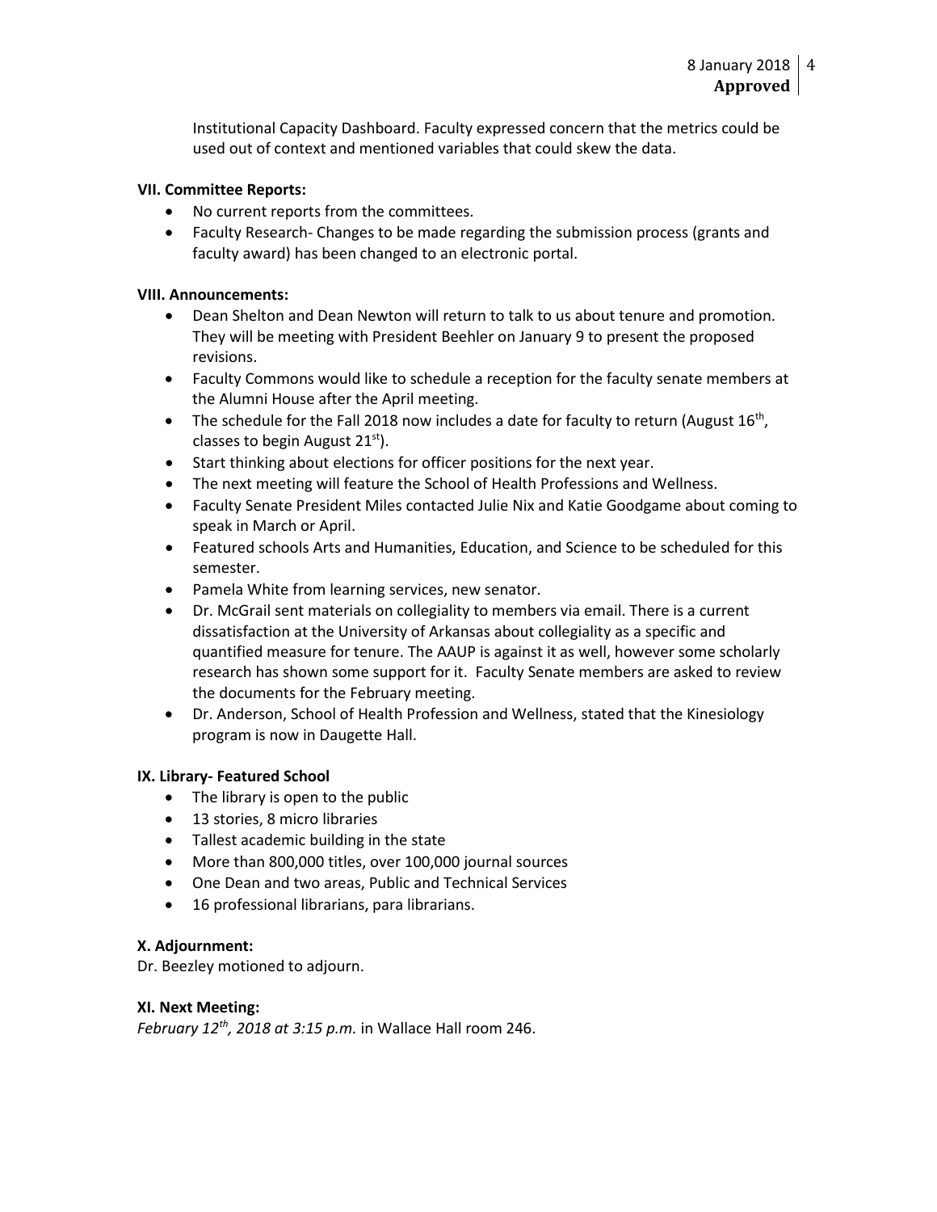Institutional Capacity Dashboard. Faculty expressed concern that the metrics could be used out of context and mentioned variables that could skew the data.

**VII. Committee Reports:**

- No current reports from the committees.
- Faculty Research- Changes to be made regarding the submission process (grants and faculty award) has been changed to an electronic portal.

**VIII. Announcements:**

- Dean Shelton and Dean Newton will return to talk to us about tenure and promotion. They will be meeting with President Beehler on January 9 to present the proposed revisions.
- Faculty Commons would like to schedule a reception for the faculty senate members at the Alumni House after the April meeting.
- The schedule for the Fall 2018 now includes a date for faculty to return (August 16th, classes to begin August 21st).
- Start thinking about elections for officer positions for the next year.
- The next meeting will feature the School of Health Professions and Wellness.
- Faculty Senate President Miles contacted Julie Nix and Katie Goodgame about coming to speak in March or April.
- Featured schools Arts and Humanities, Education, and Science to be scheduled for this semester.
- Pamela White from learning services, new senator.
- Dr. McGrail sent materials on collegiality to members via email. There is a current dissatisfaction at the University of Arkansas about collegiality as a specific and quantified measure for tenure. The AAUP is against it as well, however some scholarly research has shown some support for it. Faculty Senate members are asked to review the documents for the February meeting.
- Dr. Anderson, School of Health Profession and Wellness, stated that the Kinesiology program is now in Daugette Hall.

**IX. Library- Featured School**

- The library is open to the public
- 13 stories, 8 micro libraries
- Tallest academic building in the state
- More than 800,000 titles, over 100,000 journal sources
- One Dean and two areas, Public and Technical Services
- 16 professional librarians, para librarians.

**X. Adjournment:**

Dr. Beezley motioned to adjourn.

**XI. Next Meeting:**

*February 12th, 2018 at 3:15 p.m.* in Wallace Hall room 246.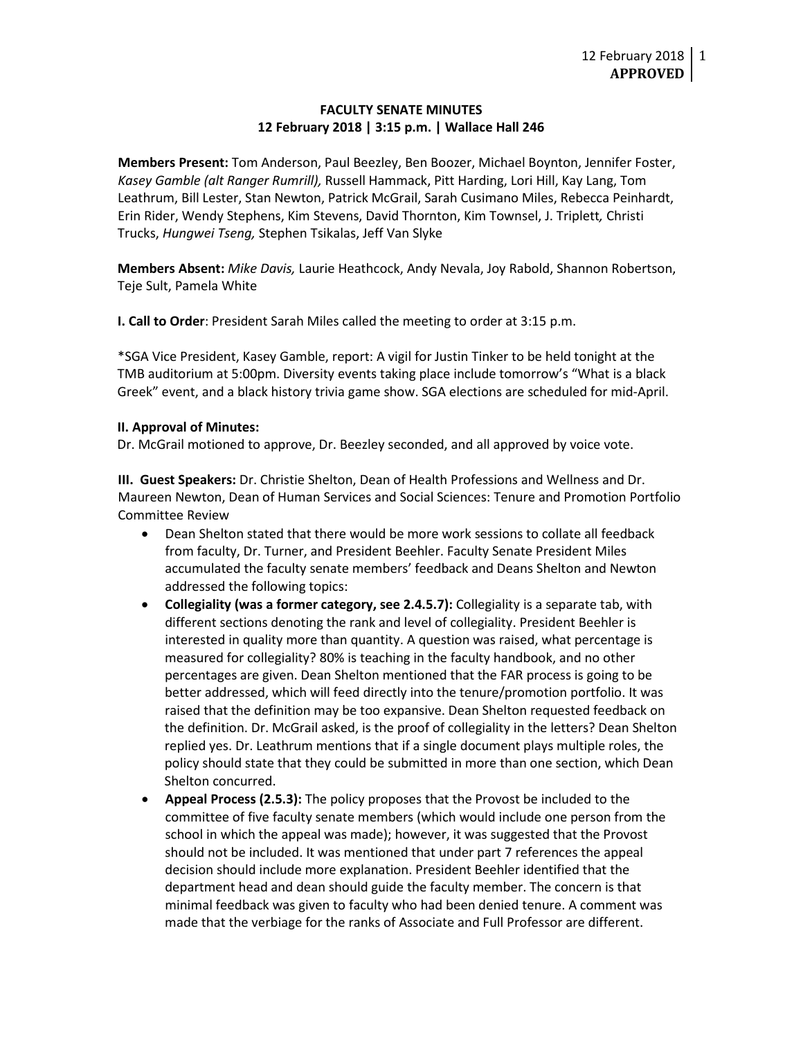# FACULTY SENATE MINUTES
## 12 February 2018 | 3:15 p.m. | Wallace Hall 246

**Members Present:** Tom Anderson, Paul Beezley, Ben Boozer, Michael Boynton, Jennifer Foster, *Kasey Gamble (alt Ranger Rumrill),* Russell Hammack, Pitt Harding, Lori Hill, Kay Lang, Tom Leathrum, Bill Lester, Stan Newton, Patrick McGrail, Sarah Cusimano Miles, Rebecca Peinhardt, Erin Rider, Wendy Stephens, Kim Stevens, David Thornton, Kim Townsel, J. Triplett*,* Christi Trucks, *Hungwei Tseng,* Stephen Tsikalas, Jeff Van Slyke

**Members Absent:** *Mike Davis,* Laurie Heathcock, Andy Nevala, Joy Rabold, Shannon Robertson, Teje Sult, Pamela White

**I. Call to Order**: President Sarah Miles called the meeting to order at 3:15 p.m.

*SGA Vice President, Kasey Gamble, report: A vigil for Justin Tinker to be held tonight at the TMB auditorium at 5:00pm. Diversity events taking place include tomorrow's "What is a black Greek" event, and a black history trivia game show. SGA elections are scheduled for mid-April.

**II. Approval of Minutes:**
Dr. McGrail motioned to approve, Dr. Beezley seconded, and all approved by voice vote.

**III. Guest Speakers:** Dr. Christie Shelton, Dean of Health Professions and Wellness and Dr. Maureen Newton, Dean of Human Services and Social Sciences: Tenure and Promotion Portfolio Committee Review

- Dean Shelton stated that there would be more work sessions to collate all feedback from faculty, Dr. Turner, and President Beehler. Faculty Senate President Miles accumulated the faculty senate members' feedback and Deans Shelton and Newton addressed the following topics:
- **Collegiality (was a former category, see 2.4.5.7):** Collegiality is a separate tab, with different sections denoting the rank and level of collegiality. President Beehler is interested in quality more than quantity. A question was raised, what percentage is measured for collegiality? 80% is teaching in the faculty handbook, and no other percentages are given. Dean Shelton mentioned that the FAR process is going to be better addressed, which will feed directly into the tenure/promotion portfolio. It was raised that the definition may be too expansive. Dean Shelton requested feedback on the definition. Dr. McGrail asked, is the proof of collegiality in the letters? Dean Shelton replied yes. Dr. Leathrum mentions that if a single document plays multiple roles, the policy should state that they could be submitted in more than one section, which Dean Shelton concurred.
- **Appeal Process (2.5.3):** The policy proposes that the Provost be included to the committee of five faculty senate members (which would include one person from the school in which the appeal was made); however, it was suggested that the Provost should not be included. It was mentioned that under part 7 references the appeal decision should include more explanation. President Beehler identified that the department head and dean should guide the faculty member. The concern is that minimal feedback was given to faculty who had been denied tenure. A comment was made that the verbiage for the ranks of Associate and Full Professor are different.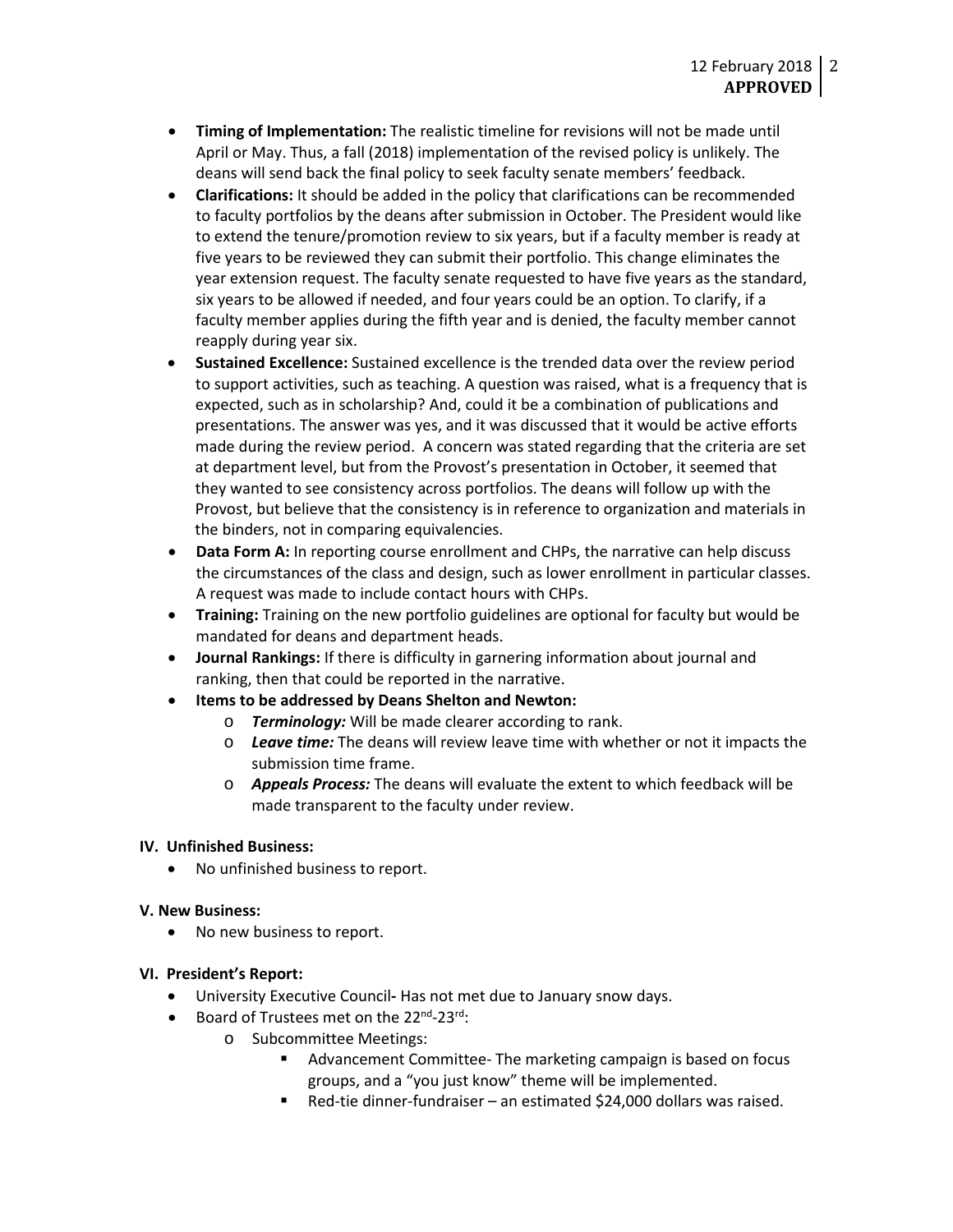- **Timing of Implementation:** The realistic timeline for revisions will not be made until April or May. Thus, a fall (2018) implementation of the revised policy is unlikely. The deans will send back the final policy to seek faculty senate members' feedback.
- **Clarifications:** It should be added in the policy that clarifications can be recommended to faculty portfolios by the deans after submission in October. The President would like to extend the tenure/promotion review to six years, but if a faculty member is ready at five years to be reviewed they can submit their portfolio. This change eliminates the year extension request. The faculty senate requested to have five years as the standard, six years to be allowed if needed, and four years could be an option. To clarify, if a faculty member applies during the fifth year and is denied, the faculty member cannot reapply during year six.
- **Sustained Excellence:** Sustained excellence is the trended data over the review period to support activities, such as teaching. A question was raised, what is a frequency that is expected, such as in scholarship? And, could it be a combination of publications and presentations. The answer was yes, and it was discussed that it would be active efforts made during the review period. A concern was stated regarding that the criteria are set at department level, but from the Provost's presentation in October, it seemed that they wanted to see consistency across portfolios. The deans will follow up with the Provost, but believe that the consistency is in reference to organization and materials in the binders, not in comparing equivalencies.
- **Data Form A:** In reporting course enrollment and CHPs, the narrative can help discuss the circumstances of the class and design, such as lower enrollment in particular classes. A request was made to include contact hours with CHPs.
- **Training:** Training on the new portfolio guidelines are optional for faculty but would be mandated for deans and department heads.
- **Journal Rankings:** If there is difficulty in garnering information about journal and ranking, then that could be reported in the narrative.
- **Items to be addressed by Deans Shelton and Newton:**
  - ***Terminology:*** Will be made clearer according to rank.
  - ***Leave time:*** The deans will review leave time with whether or not it impacts the submission time frame.
  - ***Appeals Process:*** The deans will evaluate the extent to which feedback will be made transparent to the faculty under review.

**IV. Unfinished Business:**

- No unfinished business to report.

**V. New Business:**

- No new business to report.

**VI. President's Report:**

- University Executive Council**-** Has not met due to January snow days.
- Board of Trustees met on the 22nd-23rd:
  - Subcommittee Meetings:
    - Advancement Committee- The marketing campaign is based on focus groups, and a "you just know" theme will be implemented.
    - Red-tie dinner-fundraiser – an estimated $24,000 dollars was raised.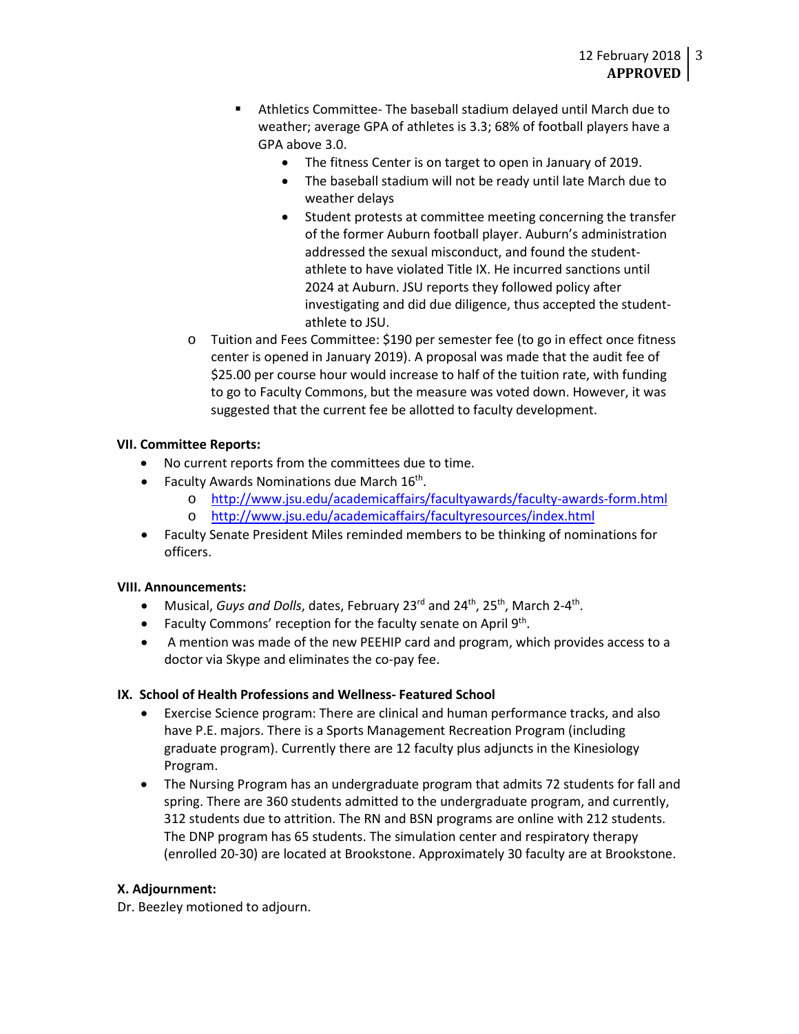- Athletics Committee- The baseball stadium delayed until March due to weather; average GPA of athletes is 3.3; 68% of football players have a GPA above 3.0.
  - The fitness Center is on target to open in January of 2019.
  - The baseball stadium will not be ready until late March due to weather delays
  - Student protests at committee meeting concerning the transfer of the former Auburn football player. Auburn's administration addressed the sexual misconduct, and found the student-athlete to have violated Title IX. He incurred sanctions until 2024 at Auburn. JSU reports they followed policy after investigating and did due diligence, thus accepted the student-athlete to JSU.
- Tuition and Fees Committee: $190 per semester fee (to go in effect once fitness center is opened in January 2019). A proposal was made that the audit fee of $25.00 per course hour would increase to half of the tuition rate, with funding to go to Faculty Commons, but the measure was voted down. However, it was suggested that the current fee be allotted to faculty development.

**VII. Committee Reports:**

- No current reports from the committees due to time.
- Faculty Awards Nominations due March 16th.
  - http://www.jsu.edu/academicaffairs/facultyawards/faculty-awards-form.html
  - http://www.jsu.edu/academicaffairs/facultyresources/index.html
- Faculty Senate President Miles reminded members to be thinking of nominations for officers.

**VIII. Announcements:**

- Musical, *Guys and Dolls*, dates, February 23rd and 24th, 25th, March 2-4th.
- Faculty Commons' reception for the faculty senate on April 9th.
- A mention was made of the new PEEHIP card and program, which provides access to a doctor via Skype and eliminates the co-pay fee.

**IX. School of Health Professions and Wellness- Featured School**

- Exercise Science program: There are clinical and human performance tracks, and also have P.E. majors. There is a Sports Management Recreation Program (including graduate program). Currently there are 12 faculty plus adjuncts in the Kinesiology Program.
- The Nursing Program has an undergraduate program that admits 72 students for fall and spring. There are 360 students admitted to the undergraduate program, and currently, 312 students due to attrition. The RN and BSN programs are online with 212 students. The DNP program has 65 students. The simulation center and respiratory therapy (enrolled 20-30) are located at Brookstone. Approximately 30 faculty are at Brookstone.

**X. Adjournment:**

Dr. Beezley motioned to adjourn.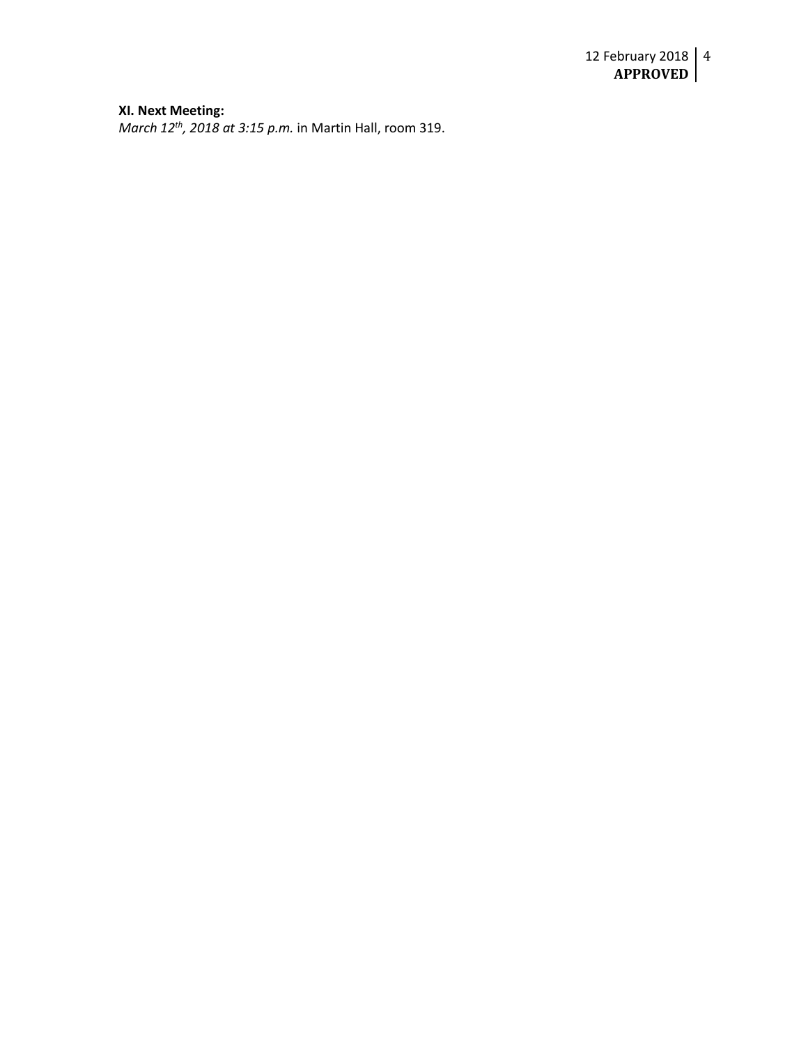**XI. Next Meeting:**
*March 12th, 2018 at 3:15 p.m.* in Martin Hall, room 319.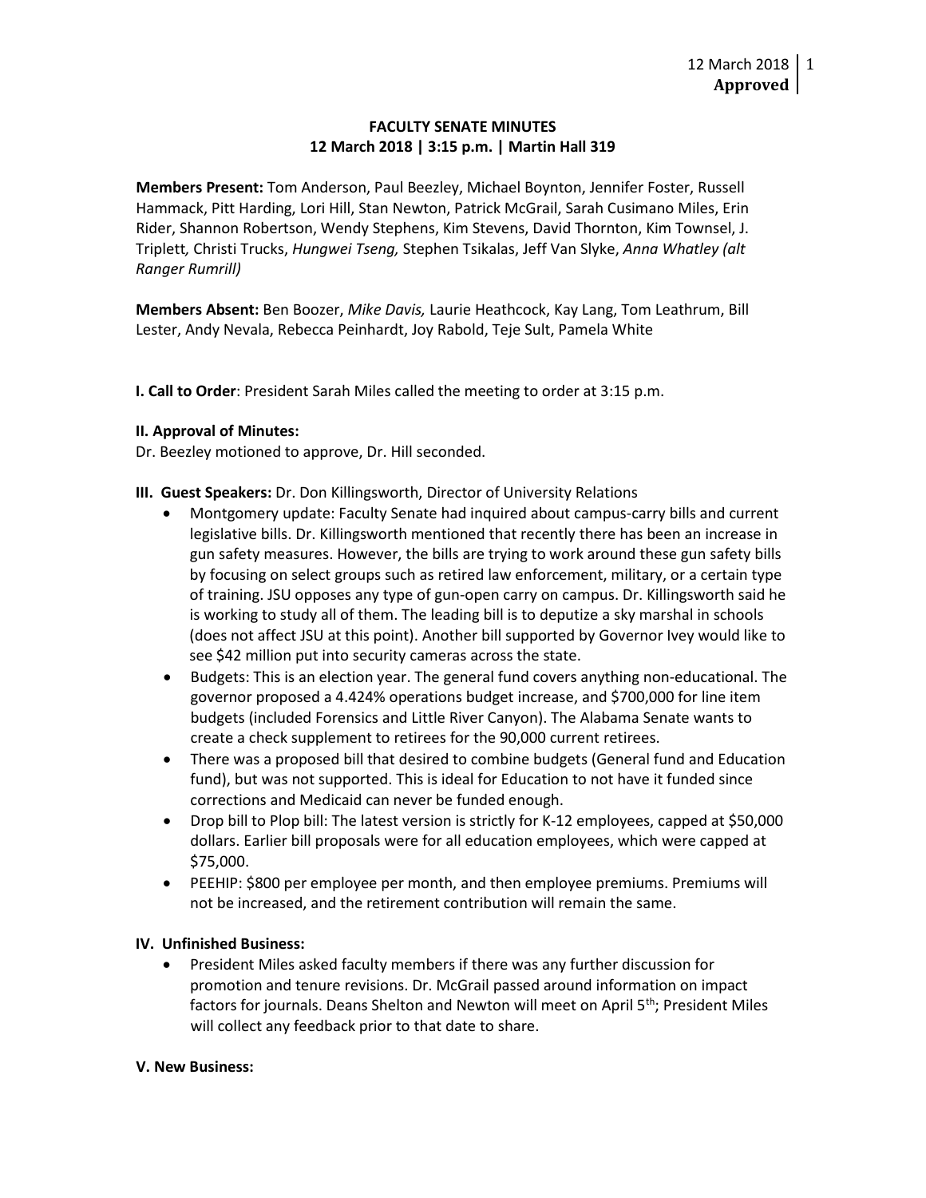**FACULTY SENATE MINUTES**
**12 March 2018 | 3:15 p.m. | Martin Hall 319**

**Members Present:** Tom Anderson, Paul Beezley, Michael Boynton, Jennifer Foster, Russell Hammack, Pitt Harding, Lori Hill, Stan Newton, Patrick McGrail, Sarah Cusimano Miles, Erin Rider, Shannon Robertson, Wendy Stephens, Kim Stevens, David Thornton, Kim Townsel, J. Triplett, Christi Trucks, *Hungwei Tseng,* Stephen Tsikalas, Jeff Van Slyke, *Anna Whatley (alt Ranger Rumrill)*

**Members Absent:** Ben Boozer, *Mike Davis,* Laurie Heathcock, Kay Lang, Tom Leathrum, Bill Lester, Andy Nevala, Rebecca Peinhardt, Joy Rabold, Teje Sult, Pamela White

**I. Call to Order**: President Sarah Miles called the meeting to order at 3:15 p.m.

**II. Approval of Minutes:**

Dr. Beezley motioned to approve, Dr. Hill seconded.

**III. Guest Speakers:** Dr. Don Killingsworth, Director of University Relations

- Montgomery update: Faculty Senate had inquired about campus-carry bills and current legislative bills. Dr. Killingsworth mentioned that recently there has been an increase in gun safety measures. However, the bills are trying to work around these gun safety bills by focusing on select groups such as retired law enforcement, military, or a certain type of training. JSU opposes any type of gun-open carry on campus. Dr. Killingsworth said he is working to study all of them. The leading bill is to deputize a sky marshal in schools (does not affect JSU at this point). Another bill supported by Governor Ivey would like to see $42 million put into security cameras across the state.
- Budgets: This is an election year. The general fund covers anything non-educational. The governor proposed a 4.424% operations budget increase, and $700,000 for line item budgets (included Forensics and Little River Canyon). The Alabama Senate wants to create a check supplement to retirees for the 90,000 current retirees.
- There was a proposed bill that desired to combine budgets (General fund and Education fund), but was not supported. This is ideal for Education to not have it funded since corrections and Medicaid can never be funded enough.
- Drop bill to Plop bill: The latest version is strictly for K-12 employees, capped at $50,000 dollars. Earlier bill proposals were for all education employees, which were capped at $75,000.
- PEEHIP: $800 per employee per month, and then employee premiums. Premiums will not be increased, and the retirement contribution will remain the same.

**IV. Unfinished Business:**

- President Miles asked faculty members if there was any further discussion for promotion and tenure revisions. Dr. McGrail passed around information on impact factors for journals. Deans Shelton and Newton will meet on April 5th; President Miles will collect any feedback prior to that date to share.

**V. New Business:**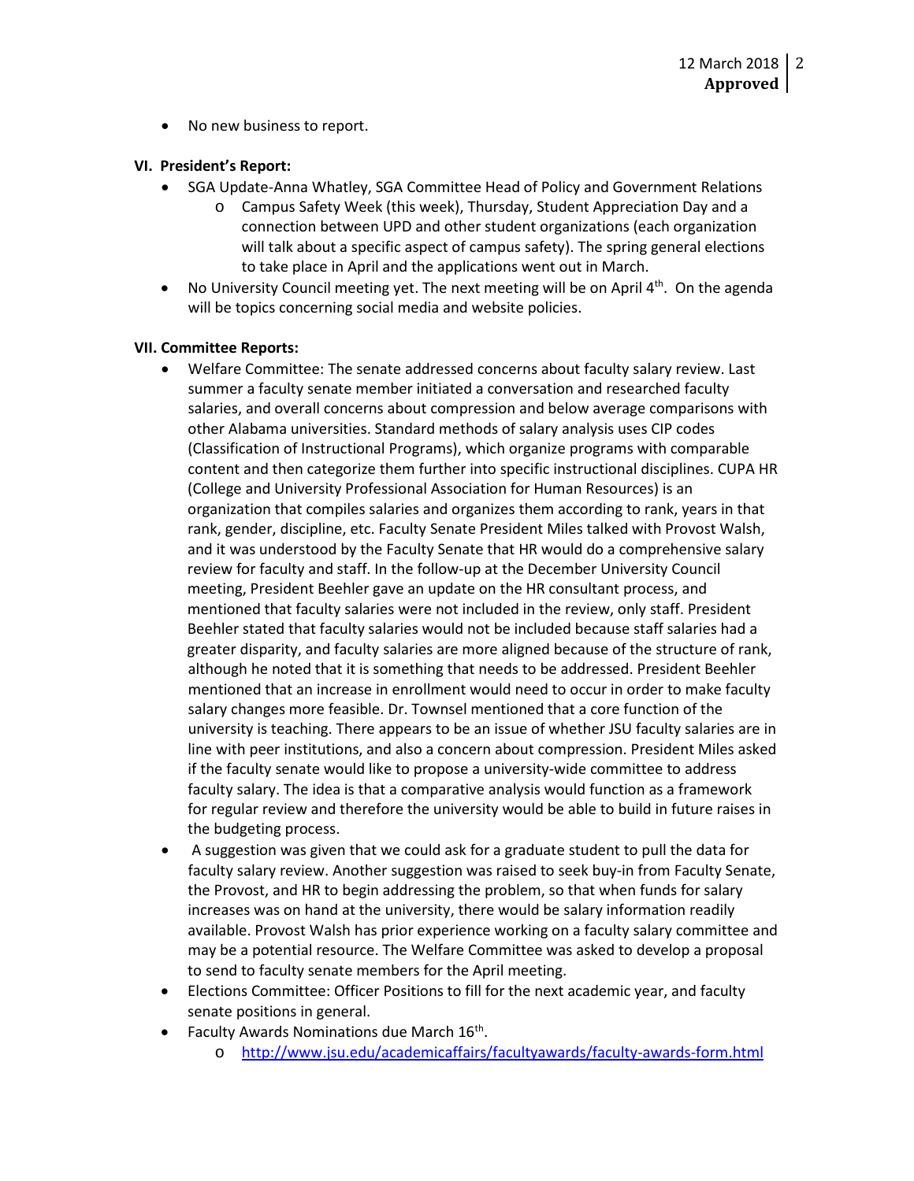- No new business to report.

**VI. President's Report:**

- SGA Update-Anna Whatley, SGA Committee Head of Policy and Government Relations
  - Campus Safety Week (this week), Thursday, Student Appreciation Day and a connection between UPD and other student organizations (each organization will talk about a specific aspect of campus safety). The spring general elections to take place in April and the applications went out in March.
- No University Council meeting yet. The next meeting will be on April 4th. On the agenda will be topics concerning social media and website policies.

**VII. Committee Reports:**

- Welfare Committee: The senate addressed concerns about faculty salary review. Last summer a faculty senate member initiated a conversation and researched faculty salaries, and overall concerns about compression and below average comparisons with other Alabama universities. Standard methods of salary analysis uses CIP codes (Classification of Instructional Programs), which organize programs with comparable content and then categorize them further into specific instructional disciplines. CUPA HR (College and University Professional Association for Human Resources) is an organization that compiles salaries and organizes them according to rank, years in that rank, gender, discipline, etc. Faculty Senate President Miles talked with Provost Walsh, and it was understood by the Faculty Senate that HR would do a comprehensive salary review for faculty and staff. In the follow-up at the December University Council meeting, President Beehler gave an update on the HR consultant process, and mentioned that faculty salaries were not included in the review, only staff. President Beehler stated that faculty salaries would not be included because staff salaries had a greater disparity, and faculty salaries are more aligned because of the structure of rank, although he noted that it is something that needs to be addressed. President Beehler mentioned that an increase in enrollment would need to occur in order to make faculty salary changes more feasible. Dr. Townsel mentioned that a core function of the university is teaching. There appears to be an issue of whether JSU faculty salaries are in line with peer institutions, and also a concern about compression. President Miles asked if the faculty senate would like to propose a university-wide committee to address faculty salary. The idea is that a comparative analysis would function as a framework for regular review and therefore the university would be able to build in future raises in the budgeting process.
- A suggestion was given that we could ask for a graduate student to pull the data for faculty salary review. Another suggestion was raised to seek buy-in from Faculty Senate, the Provost, and HR to begin addressing the problem, so that when funds for salary increases was on hand at the university, there would be salary information readily available. Provost Walsh has prior experience working on a faculty salary committee and may be a potential resource. The Welfare Committee was asked to develop a proposal to send to faculty senate members for the April meeting.
- Elections Committee: Officer Positions to fill for the next academic year, and faculty senate positions in general.
- Faculty Awards Nominations due March 16th.
  - http://www.jsu.edu/academicaffairs/facultyawards/faculty-awards-form.html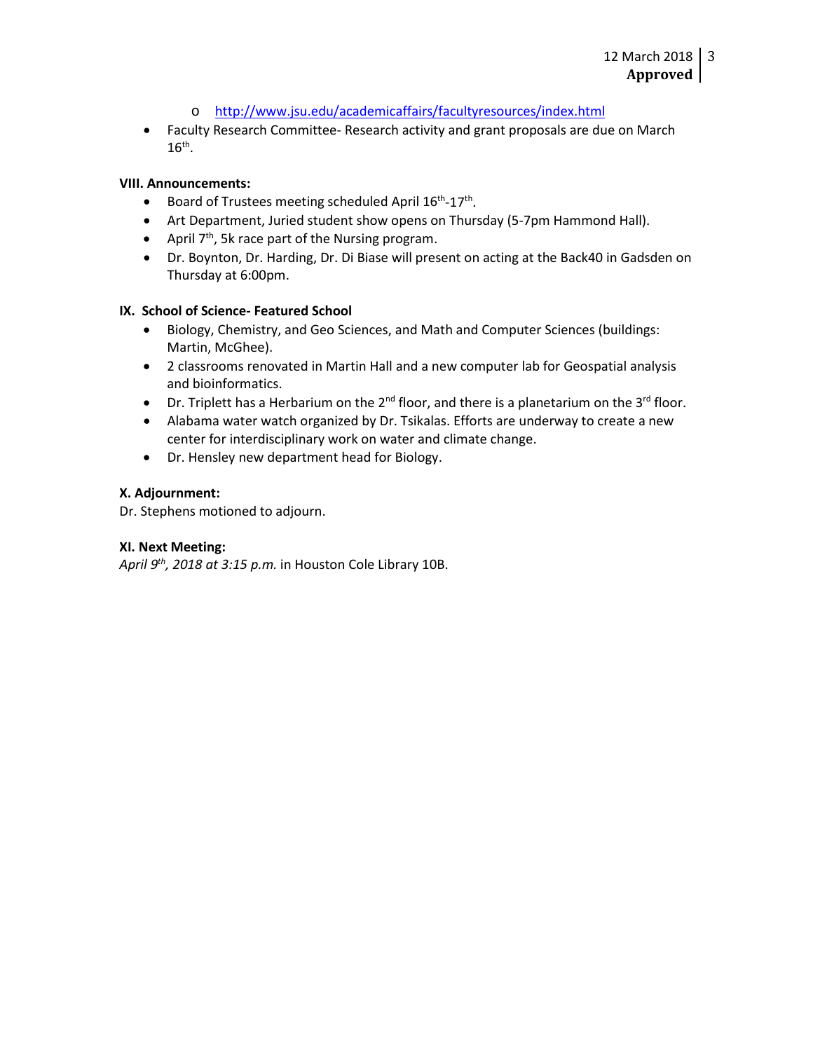- http://www.jsu.edu/academicaffairs/facultyresources/index.html
- Faculty Research Committee- Research activity and grant proposals are due on March 16th.

**VIII. Announcements:**

- Board of Trustees meeting scheduled April 16th-17th.
- Art Department, Juried student show opens on Thursday (5-7pm Hammond Hall).
- April 7th, 5k race part of the Nursing program.
- Dr. Boynton, Dr. Harding, Dr. Di Biase will present on acting at the Back40 in Gadsden on Thursday at 6:00pm.

**IX. School of Science- Featured School**

- Biology, Chemistry, and Geo Sciences, and Math and Computer Sciences (buildings: Martin, McGhee).
- 2 classrooms renovated in Martin Hall and a new computer lab for Geospatial analysis and bioinformatics.
- Dr. Triplett has a Herbarium on the 2nd floor, and there is a planetarium on the 3rd floor.
- Alabama water watch organized by Dr. Tsikalas. Efforts are underway to create a new center for interdisciplinary work on water and climate change.
- Dr. Hensley new department head for Biology.

**X. Adjournment:**

Dr. Stephens motioned to adjourn.

**XI. Next Meeting:**

*April 9th, 2018 at 3:15 p.m.* in Houston Cole Library 10B.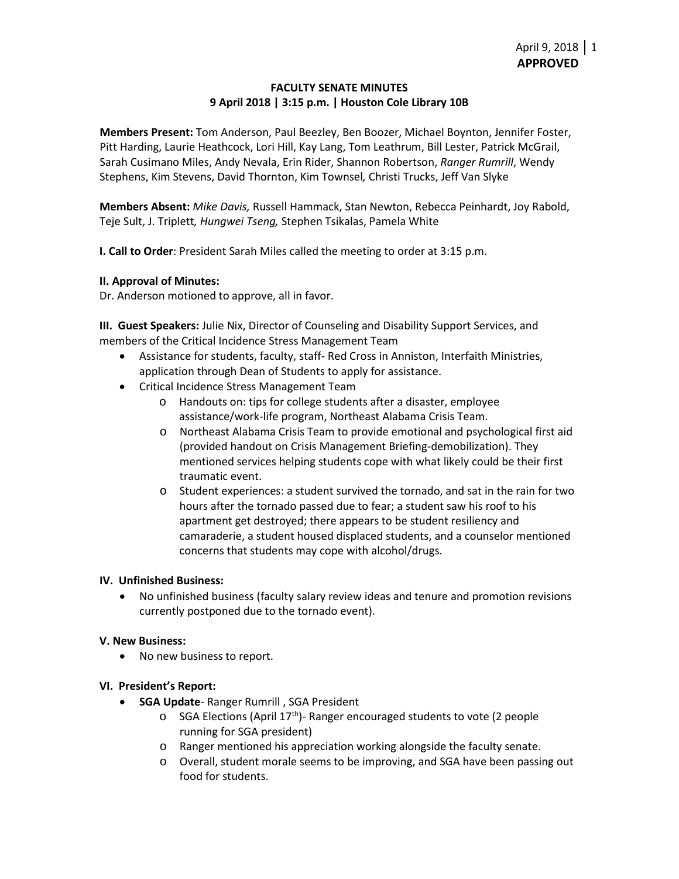**APPROVED**

**FACULTY SENATE MINUTES**
**9 April 2018 | 3:15 p.m. | Houston Cole Library 10B**

**Members Present:** Tom Anderson, Paul Beezley, Ben Boozer, Michael Boynton, Jennifer Foster, Pitt Harding, Laurie Heathcock, Lori Hill, Kay Lang, Tom Leathrum, Bill Lester, Patrick McGrail, Sarah Cusimano Miles, Andy Nevala, Erin Rider, Shannon Robertson, *Ranger Rumrill*, Wendy Stephens, Kim Stevens, David Thornton, Kim Townsel, Christi Trucks, Jeff Van Slyke

**Members Absent:** *Mike Davis,* Russell Hammack, Stan Newton, Rebecca Peinhardt, Joy Rabold, Teje Sult, J. Triplett, *Hungwei Tseng,* Stephen Tsikalas, Pamela White

**I. Call to Order**: President Sarah Miles called the meeting to order at 3:15 p.m.

**II. Approval of Minutes:**
Dr. Anderson motioned to approve, all in favor.

**III. Guest Speakers:** Julie Nix, Director of Counseling and Disability Support Services, and members of the Critical Incidence Stress Management Team

- Assistance for students, faculty, staff- Red Cross in Anniston, Interfaith Ministries, application through Dean of Students to apply for assistance.
- Critical Incidence Stress Management Team
  - Handouts on: tips for college students after a disaster, employee assistance/work-life program, Northeast Alabama Crisis Team.
  - Northeast Alabama Crisis Team to provide emotional and psychological first aid (provided handout on Crisis Management Briefing-demobilization). They mentioned services helping students cope with what likely could be their first traumatic event.
  - Student experiences: a student survived the tornado, and sat in the rain for two hours after the tornado passed due to fear; a student saw his roof to his apartment get destroyed; there appears to be student resiliency and camaraderie, a student housed displaced students, and a counselor mentioned concerns that students may cope with alcohol/drugs.

**IV. Unfinished Business:**

- No unfinished business (faculty salary review ideas and tenure and promotion revisions currently postponed due to the tornado event).

**V. New Business:**

- No new business to report.

**VI. President's Report:**

- **SGA Update**- Ranger Rumrill , SGA President
  - SGA Elections (April 17th)- Ranger encouraged students to vote (2 people running for SGA president)
  - Ranger mentioned his appreciation working alongside the faculty senate.
  - Overall, student morale seems to be improving, and SGA have been passing out food for students.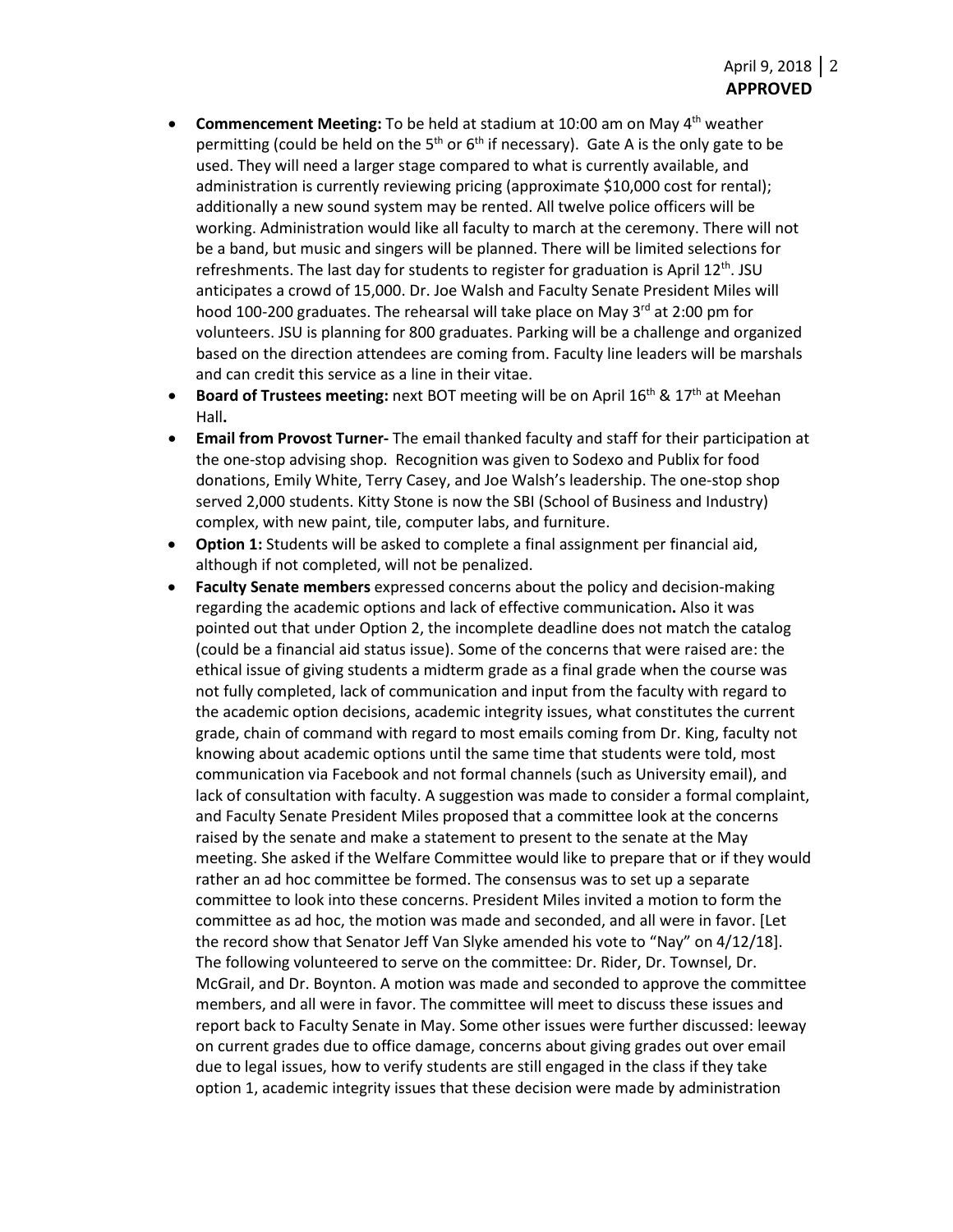- **Commencement Meeting:** To be held at stadium at 10:00 am on May 4th weather permitting (could be held on the 5th or 6th if necessary). Gate A is the only gate to be used. They will need a larger stage compared to what is currently available, and administration is currently reviewing pricing (approximate $10,000 cost for rental); additionally a new sound system may be rented. All twelve police officers will be working. Administration would like all faculty to march at the ceremony. There will not be a band, but music and singers will be planned. There will be limited selections for refreshments. The last day for students to register for graduation is April 12th. JSU anticipates a crowd of 15,000. Dr. Joe Walsh and Faculty Senate President Miles will hood 100-200 graduates. The rehearsal will take place on May 3rd at 2:00 pm for volunteers. JSU is planning for 800 graduates. Parking will be a challenge and organized based on the direction attendees are coming from. Faculty line leaders will be marshals and can credit this service as a line in their vitae.
- **Board of Trustees meeting:** next BOT meeting will be on April 16th & 17th at Meehan Hall**.**
- **Email from Provost Turner-** The email thanked faculty and staff for their participation at the one-stop advising shop. Recognition was given to Sodexo and Publix for food donations, Emily White, Terry Casey, and Joe Walsh's leadership. The one-stop shop served 2,000 students. Kitty Stone is now the SBI (School of Business and Industry) complex, with new paint, tile, computer labs, and furniture.
- **Option 1:** Students will be asked to complete a final assignment per financial aid, although if not completed, will not be penalized.
- **Faculty Senate members** expressed concerns about the policy and decision-making regarding the academic options and lack of effective communication**.** Also it was pointed out that under Option 2, the incomplete deadline does not match the catalog (could be a financial aid status issue). Some of the concerns that were raised are: the ethical issue of giving students a midterm grade as a final grade when the course was not fully completed, lack of communication and input from the faculty with regard to the academic option decisions, academic integrity issues, what constitutes the current grade, chain of command with regard to most emails coming from Dr. King, faculty not knowing about academic options until the same time that students were told, most communication via Facebook and not formal channels (such as University email), and lack of consultation with faculty. A suggestion was made to consider a formal complaint, and Faculty Senate President Miles proposed that a committee look at the concerns raised by the senate and make a statement to present to the senate at the May meeting. She asked if the Welfare Committee would like to prepare that or if they would rather an ad hoc committee be formed. The consensus was to set up a separate committee to look into these concerns. President Miles invited a motion to form the committee as ad hoc, the motion was made and seconded, and all were in favor. [Let the record show that Senator Jeff Van Slyke amended his vote to "Nay" on 4/12/18]. The following volunteered to serve on the committee: Dr. Rider, Dr. Townsel, Dr. McGrail, and Dr. Boynton. A motion was made and seconded to approve the committee members, and all were in favor. The committee will meet to discuss these issues and report back to Faculty Senate in May. Some other issues were further discussed: leeway on current grades due to office damage, concerns about giving grades out over email due to legal issues, how to verify students are still engaged in the class if they take option 1, academic integrity issues that these decision were made by administration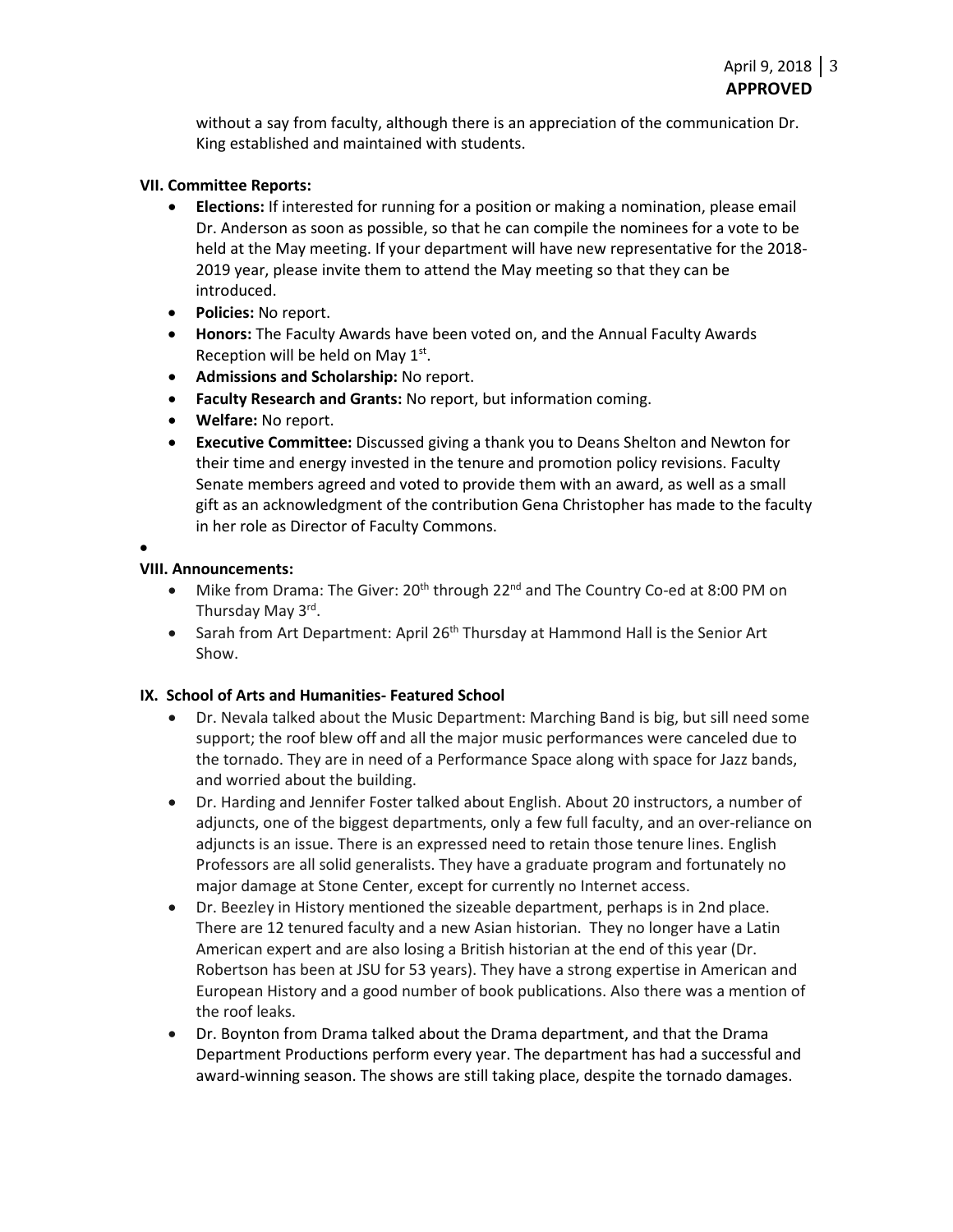without a say from faculty, although there is an appreciation of the communication Dr. King established and maintained with students.

**VII. Committee Reports:**

- **Elections:** If interested for running for a position or making a nomination, please email Dr. Anderson as soon as possible, so that he can compile the nominees for a vote to be held at the May meeting. If your department will have new representative for the 2018-2019 year, please invite them to attend the May meeting so that they can be introduced.
- **Policies:** No report.
- **Honors:** The Faculty Awards have been voted on, and the Annual Faculty Awards Reception will be held on May 1st.
- **Admissions and Scholarship:** No report.
- **Faculty Research and Grants:** No report, but information coming.
- **Welfare:** No report.
- **Executive Committee:** Discussed giving a thank you to Deans Shelton and Newton for their time and energy invested in the tenure and promotion policy revisions. Faculty Senate members agreed and voted to provide them with an award, as well as a small gift as an acknowledgment of the contribution Gena Christopher has made to the faculty in her role as Director of Faculty Commons.

**VIII. Announcements:**

- Mike from Drama: The Giver: 20th through 22nd and The Country Co-ed at 8:00 PM on Thursday May 3rd.
- Sarah from Art Department: April 26th Thursday at Hammond Hall is the Senior Art Show.

**IX. School of Arts and Humanities- Featured School**

- Dr. Nevala talked about the Music Department: Marching Band is big, but sill need some support; the roof blew off and all the major music performances were canceled due to the tornado. They are in need of a Performance Space along with space for Jazz bands, and worried about the building.
- Dr. Harding and Jennifer Foster talked about English. About 20 instructors, a number of adjuncts, one of the biggest departments, only a few full faculty, and an over-reliance on adjuncts is an issue. There is an expressed need to retain those tenure lines. English Professors are all solid generalists. They have a graduate program and fortunately no major damage at Stone Center, except for currently no Internet access.
- Dr. Beezley in History mentioned the sizeable department, perhaps is in 2nd place. There are 12 tenured faculty and a new Asian historian. They no longer have a Latin American expert and are also losing a British historian at the end of this year (Dr. Robertson has been at JSU for 53 years). They have a strong expertise in American and European History and a good number of book publications. Also there was a mention of the roof leaks.
- Dr. Boynton from Drama talked about the Drama department, and that the Drama Department Productions perform every year. The department has had a successful and award-winning season. The shows are still taking place, despite the tornado damages.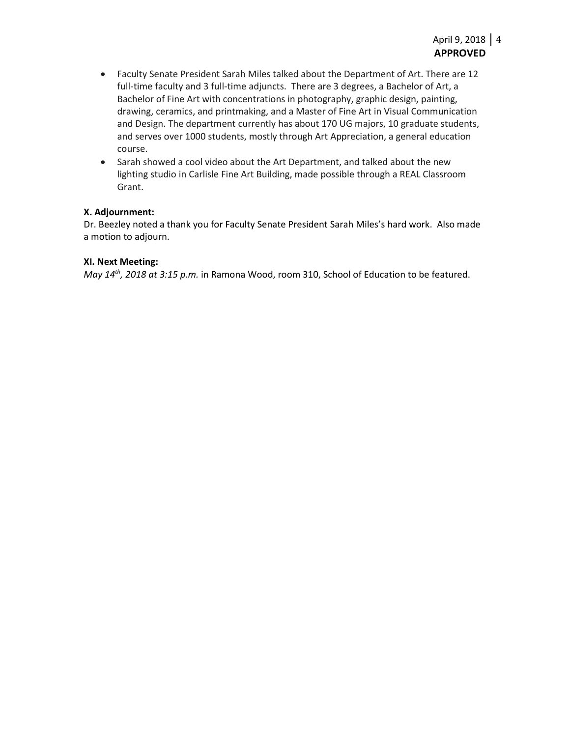- Faculty Senate President Sarah Miles talked about the Department of Art. There are 12 full-time faculty and 3 full-time adjuncts. There are 3 degrees, a Bachelor of Art, a Bachelor of Fine Art with concentrations in photography, graphic design, painting, drawing, ceramics, and printmaking, and a Master of Fine Art in Visual Communication and Design. The department currently has about 170 UG majors, 10 graduate students, and serves over 1000 students, mostly through Art Appreciation, a general education course.
- Sarah showed a cool video about the Art Department, and talked about the new lighting studio in Carlisle Fine Art Building, made possible through a REAL Classroom Grant.

**X. Adjournment:**

Dr. Beezley noted a thank you for Faculty Senate President Sarah Miles's hard work. Also made a motion to adjourn.

**XI. Next Meeting:**

*May 14th, 2018 at 3:15 p.m.* in Ramona Wood, room 310, School of Education to be featured.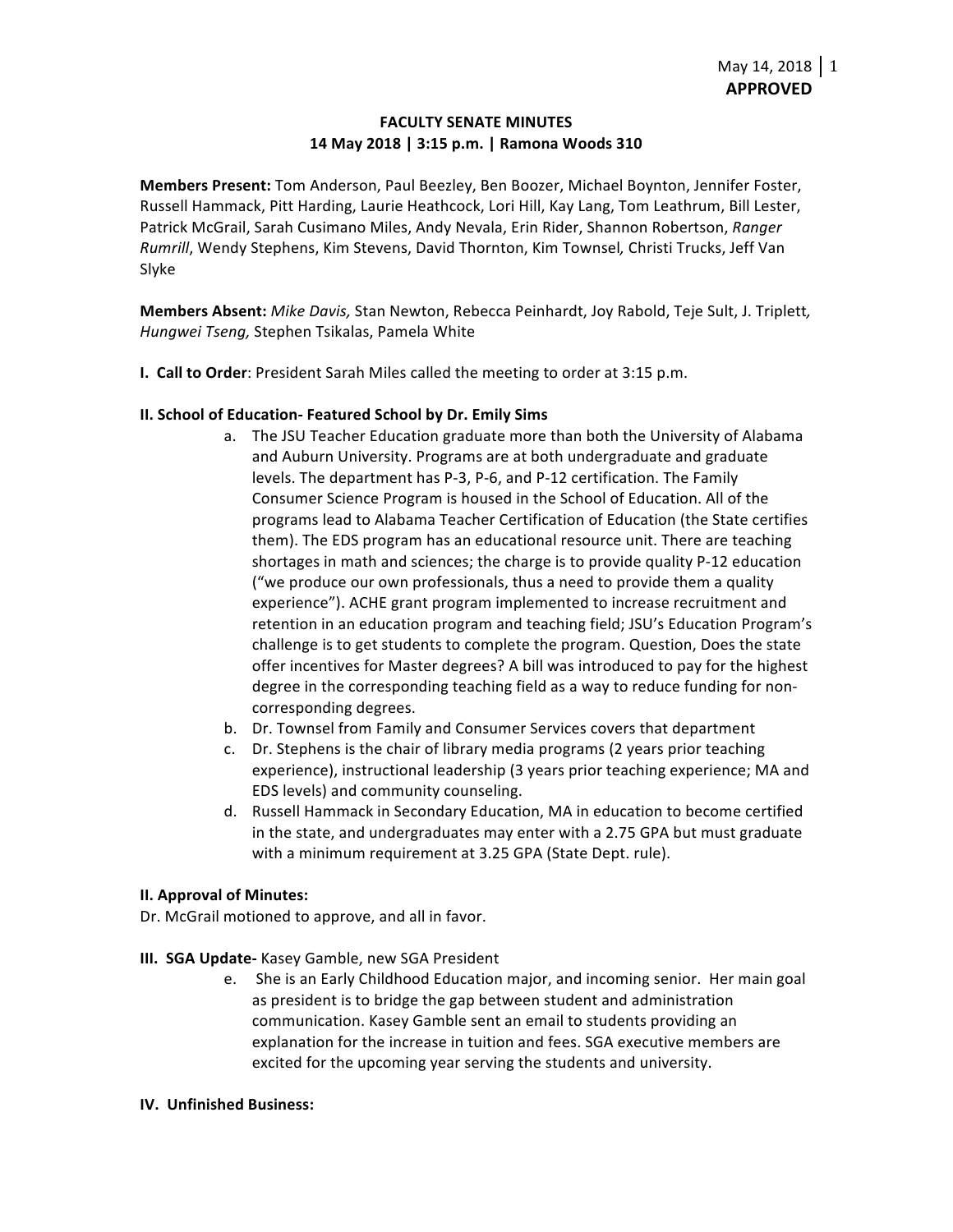**APPROVED**

**FACULTY SENATE MINUTES**
**14 May 2018 | 3:15 p.m. | Ramona Woods 310**

**Members Present:** Tom Anderson, Paul Beezley, Ben Boozer, Michael Boynton, Jennifer Foster, Russell Hammack, Pitt Harding, Laurie Heathcock, Lori Hill, Kay Lang, Tom Leathrum, Bill Lester, Patrick McGrail, Sarah Cusimano Miles, Andy Nevala, Erin Rider, Shannon Robertson, *Ranger Rumrill*, Wendy Stephens, Kim Stevens, David Thornton, Kim Townsel, Christi Trucks, Jeff Van Slyke

**Members Absent:** *Mike Davis,* Stan Newton, Rebecca Peinhardt, Joy Rabold, Teje Sult, J. Triplett*,* *Hungwei Tseng,* Stephen Tsikalas, Pamela White

**I. Call to Order**: President Sarah Miles called the meeting to order at 3:15 p.m.

**II. School of Education- Featured School by Dr. Emily Sims**

a. The JSU Teacher Education graduate more than both the University of Alabama and Auburn University. Programs are at both undergraduate and graduate levels. The department has P-3, P-6, and P-12 certification. The Family Consumer Science Program is housed in the School of Education. All of the programs lead to Alabama Teacher Certification of Education (the State certifies them). The EDS program has an educational resource unit. There are teaching shortages in math and sciences; the charge is to provide quality P-12 education ("we produce our own professionals, thus a need to provide them a quality experience"). ACHE grant program implemented to increase recruitment and retention in an education program and teaching field; JSU's Education Program's challenge is to get students to complete the program. Question, Does the state offer incentives for Master degrees? A bill was introduced to pay for the highest degree in the corresponding teaching field as a way to reduce funding for non-corresponding degrees.
b. Dr. Townsel from Family and Consumer Services covers that department
c. Dr. Stephens is the chair of library media programs (2 years prior teaching experience), instructional leadership (3 years prior teaching experience; MA and EDS levels) and community counseling.
d. Russell Hammack in Secondary Education, MA in education to become certified in the state, and undergraduates may enter with a 2.75 GPA but must graduate with a minimum requirement at 3.25 GPA (State Dept. rule).

**II. Approval of Minutes:**

Dr. McGrail motioned to approve, and all in favor.

**III. SGA Update-** Kasey Gamble, new SGA President

e. She is an Early Childhood Education major, and incoming senior. Her main goal as president is to bridge the gap between student and administration communication. Kasey Gamble sent an email to students providing an explanation for the increase in tuition and fees. SGA executive members are excited for the upcoming year serving the students and university.

**IV. Unfinished Business:**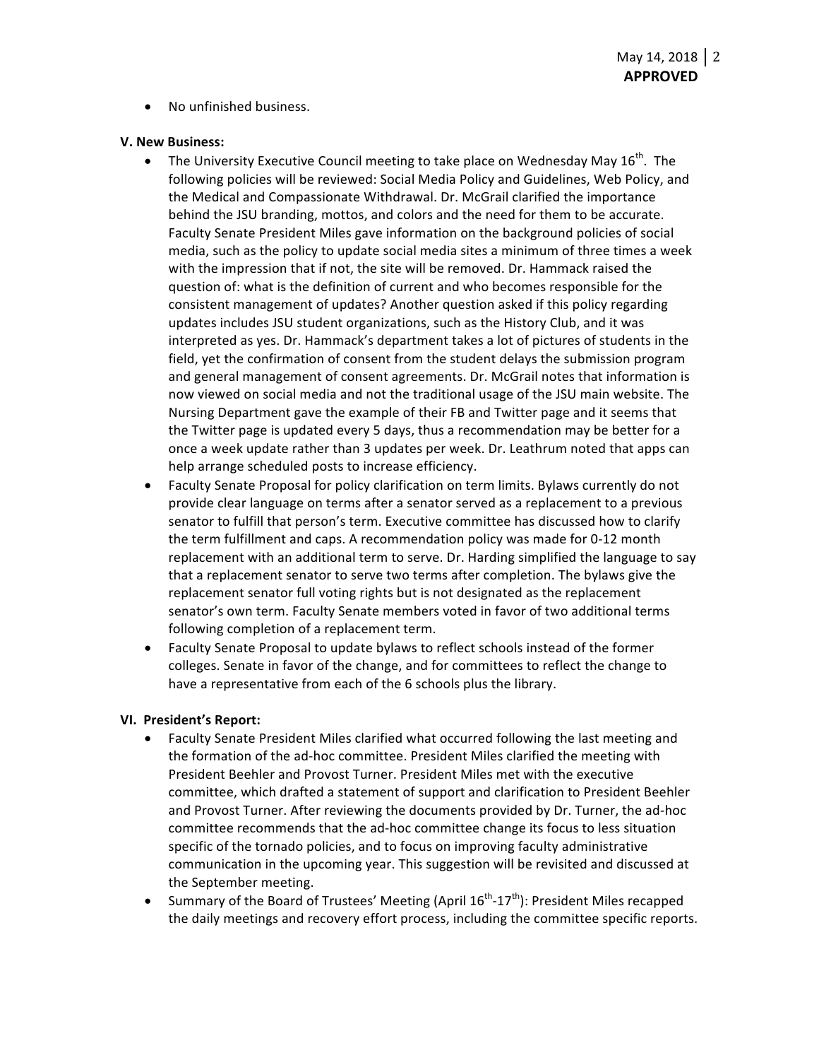- No unfinished business.

**V. New Business:**

- The University Executive Council meeting to take place on Wednesday May 16th. The following policies will be reviewed: Social Media Policy and Guidelines, Web Policy, and the Medical and Compassionate Withdrawal. Dr. McGrail clarified the importance behind the JSU branding, mottos, and colors and the need for them to be accurate. Faculty Senate President Miles gave information on the background policies of social media, such as the policy to update social media sites a minimum of three times a week with the impression that if not, the site will be removed. Dr. Hammack raised the question of: what is the definition of current and who becomes responsible for the consistent management of updates? Another question asked if this policy regarding updates includes JSU student organizations, such as the History Club, and it was interpreted as yes. Dr. Hammack's department takes a lot of pictures of students in the field, yet the confirmation of consent from the student delays the submission program and general management of consent agreements. Dr. McGrail notes that information is now viewed on social media and not the traditional usage of the JSU main website. The Nursing Department gave the example of their FB and Twitter page and it seems that the Twitter page is updated every 5 days, thus a recommendation may be better for a once a week update rather than 3 updates per week. Dr. Leathrum noted that apps can help arrange scheduled posts to increase efficiency.
- Faculty Senate Proposal for policy clarification on term limits. Bylaws currently do not provide clear language on terms after a senator served as a replacement to a previous senator to fulfill that person's term. Executive committee has discussed how to clarify the term fulfillment and caps. A recommendation policy was made for 0-12 month replacement with an additional term to serve. Dr. Harding simplified the language to say that a replacement senator to serve two terms after completion. The bylaws give the replacement senator full voting rights but is not designated as the replacement senator's own term. Faculty Senate members voted in favor of two additional terms following completion of a replacement term.
- Faculty Senate Proposal to update bylaws to reflect schools instead of the former colleges. Senate in favor of the change, and for committees to reflect the change to have a representative from each of the 6 schools plus the library.

**VI. President's Report:**

- Faculty Senate President Miles clarified what occurred following the last meeting and the formation of the ad-hoc committee. President Miles clarified the meeting with President Beehler and Provost Turner. President Miles met with the executive committee, which drafted a statement of support and clarification to President Beehler and Provost Turner. After reviewing the documents provided by Dr. Turner, the ad-hoc committee recommends that the ad-hoc committee change its focus to less situation specific of the tornado policies, and to focus on improving faculty administrative communication in the upcoming year. This suggestion will be revisited and discussed at the September meeting.
- Summary of the Board of Trustees' Meeting (April 16th-17th): President Miles recapped the daily meetings and recovery effort process, including the committee specific reports.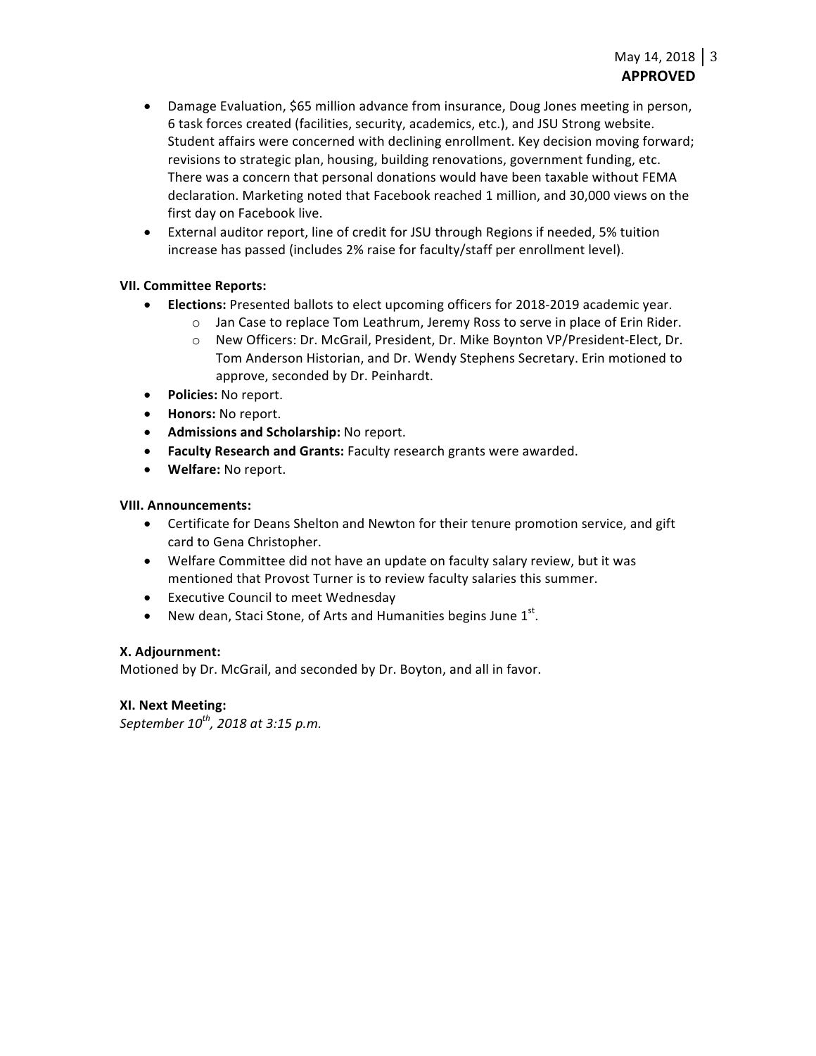- Damage Evaluation, $65 million advance from insurance, Doug Jones meeting in person, 6 task forces created (facilities, security, academics, etc.), and JSU Strong website. Student affairs were concerned with declining enrollment. Key decision moving forward; revisions to strategic plan, housing, building renovations, government funding, etc. There was a concern that personal donations would have been taxable without FEMA declaration. Marketing noted that Facebook reached 1 million, and 30,000 views on the first day on Facebook live.
- External auditor report, line of credit for JSU through Regions if needed, 5% tuition increase has passed (includes 2% raise for faculty/staff per enrollment level).

**VII. Committee Reports:**

- **Elections:** Presented ballots to elect upcoming officers for 2018-2019 academic year.
  - Jan Case to replace Tom Leathrum, Jeremy Ross to serve in place of Erin Rider.
  - New Officers: Dr. McGrail, President, Dr. Mike Boynton VP/President-Elect, Dr. Tom Anderson Historian, and Dr. Wendy Stephens Secretary. Erin motioned to approve, seconded by Dr. Peinhardt.
- **Policies:** No report.
- **Honors:** No report.
- **Admissions and Scholarship:** No report.
- **Faculty Research and Grants:** Faculty research grants were awarded.
- **Welfare:** No report.

**VIII. Announcements:**

- Certificate for Deans Shelton and Newton for their tenure promotion service, and gift card to Gena Christopher.
- Welfare Committee did not have an update on faculty salary review, but it was mentioned that Provost Turner is to review faculty salaries this summer.
- Executive Council to meet Wednesday
- New dean, Staci Stone, of Arts and Humanities begins June 1st.

**X. Adjournment:**

Motioned by Dr. McGrail, and seconded by Dr. Boyton, and all in favor.

**XI. Next Meeting:**

*September 10th, 2018 at 3:15 p.m.*